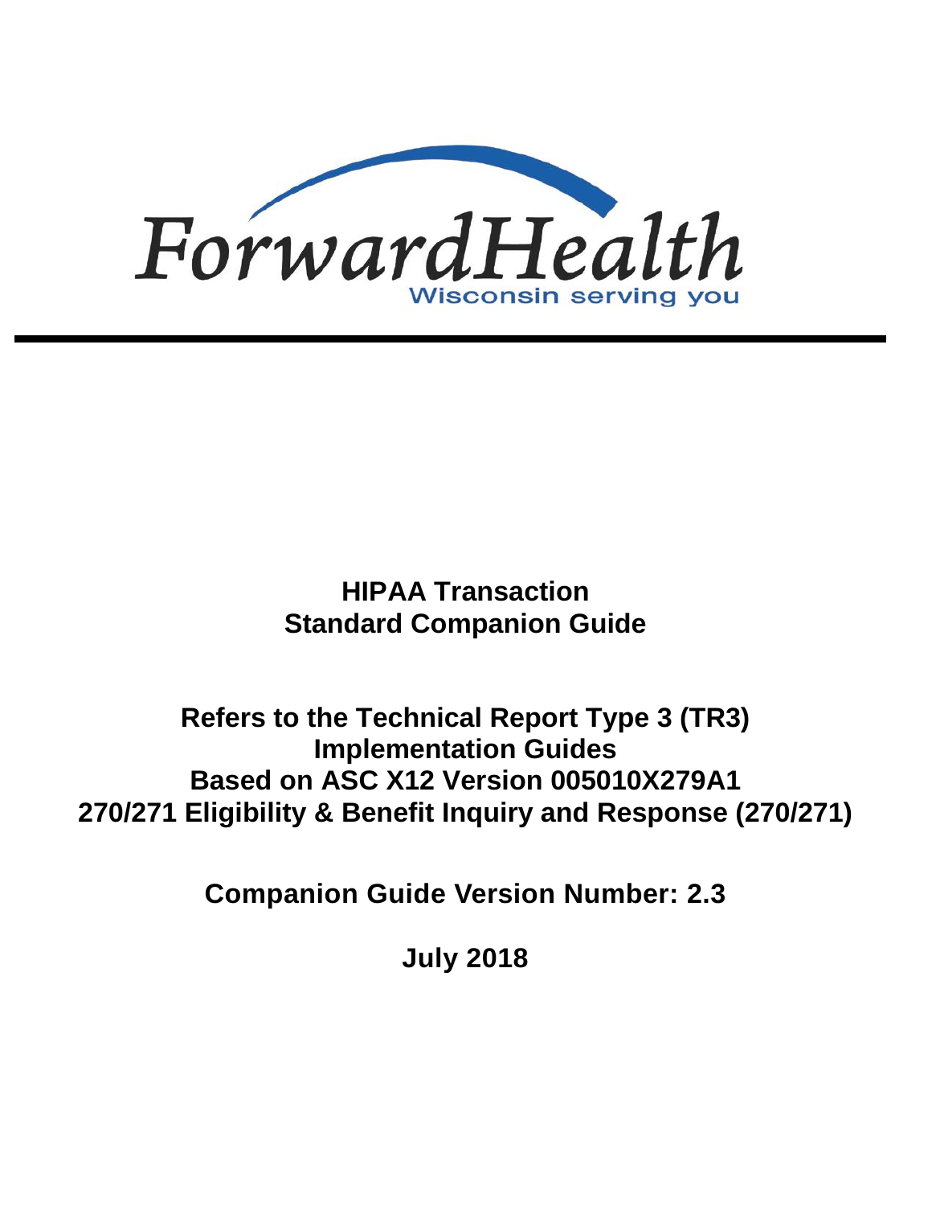ForwardHealth

Wisconsin serving you

---

# HIPAA Transaction Standard Companion Guide

## Refers to the Technical Report Type 3 (TR3) Implementation Guides Based on ASC X12 Version 005010X279A1 270/271 Eligibility & Benefit Inquiry and Response (270/271)

**Companion Guide Version Number: 2.3**

**July 2018**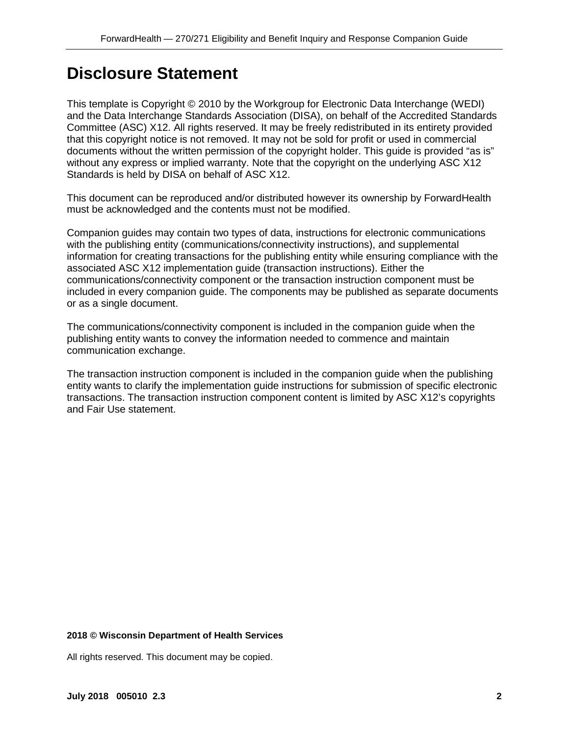# Disclosure Statement

This template is Copyright © 2010 by the Workgroup for Electronic Data Interchange (WEDI) and the Data Interchange Standards Association (DISA), on behalf of the Accredited Standards Committee (ASC) X12. All rights reserved. It may be freely redistributed in its entirety provided that this copyright notice is not removed. It may not be sold for profit or used in commercial documents without the written permission of the copyright holder. This guide is provided "as is" without any express or implied warranty. Note that the copyright on the underlying ASC X12 Standards is held by DISA on behalf of ASC X12.

This document can be reproduced and/or distributed however its ownership by ForwardHealth must be acknowledged and the contents must not be modified.

Companion guides may contain two types of data, instructions for electronic communications with the publishing entity (communications/connectivity instructions), and supplemental information for creating transactions for the publishing entity while ensuring compliance with the associated ASC X12 implementation guide (transaction instructions). Either the communications/connectivity component or the transaction instruction component must be included in every companion guide. The components may be published as separate documents or as a single document.

The communications/connectivity component is included in the companion guide when the publishing entity wants to convey the information needed to commence and maintain communication exchange.

The transaction instruction component is included in the companion guide when the publishing entity wants to clarify the implementation guide instructions for submission of specific electronic transactions. The transaction instruction component content is limited by ASC X12's copyrights and Fair Use statement.

**2018 © Wisconsin Department of Health Services**

All rights reserved. This document may be copied.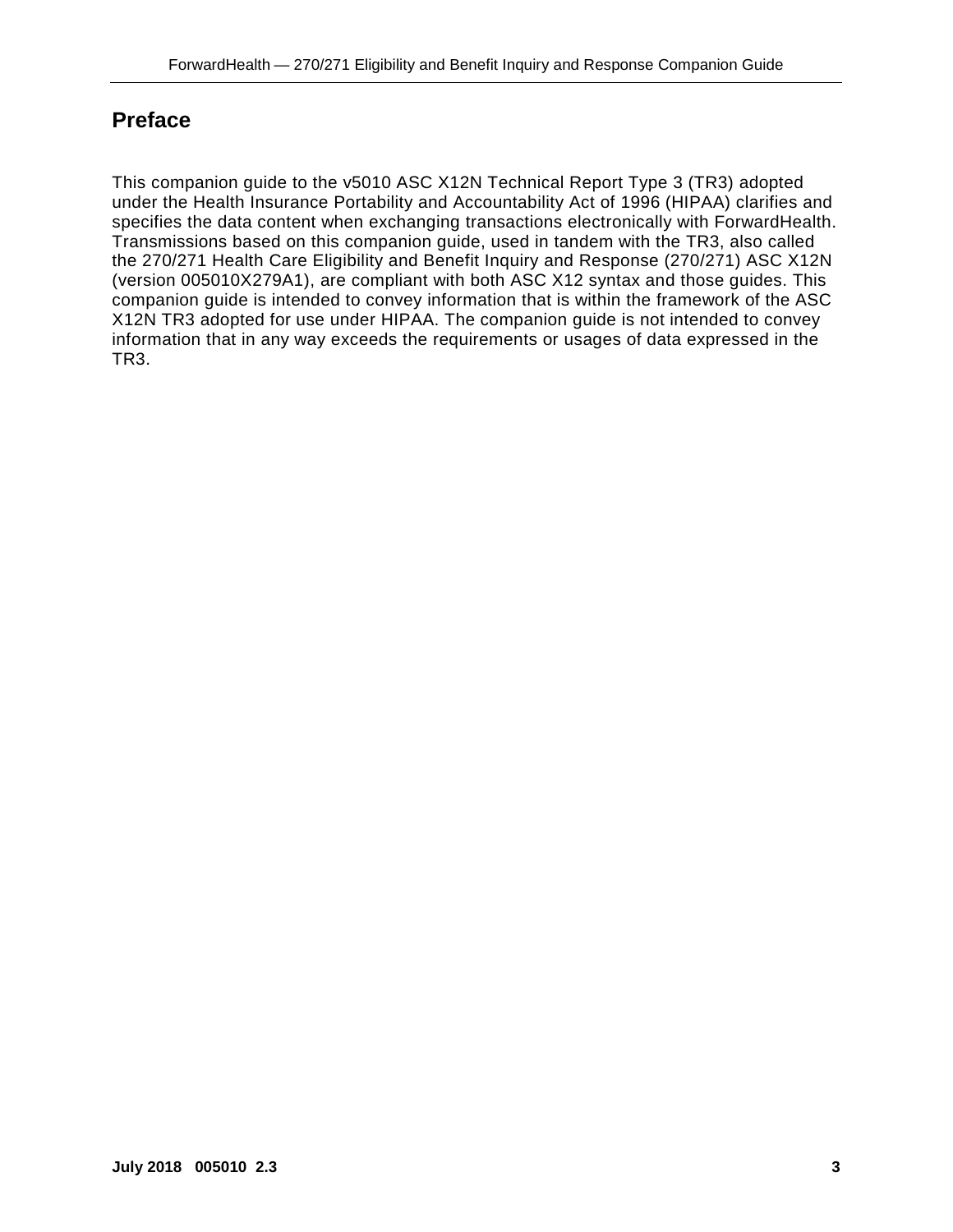# Preface

This companion guide to the v5010 ASC X12N Technical Report Type 3 (TR3) adopted under the Health Insurance Portability and Accountability Act of 1996 (HIPAA) clarifies and specifies the data content when exchanging transactions electronically with ForwardHealth. Transmissions based on this companion guide, used in tandem with the TR3, also called the 270/271 Health Care Eligibility and Benefit Inquiry and Response (270/271) ASC X12N (version 005010X279A1), are compliant with both ASC X12 syntax and those guides. This companion guide is intended to convey information that is within the framework of the ASC X12N TR3 adopted for use under HIPAA. The companion guide is not intended to convey information that in any way exceeds the requirements or usages of data expressed in the TR3.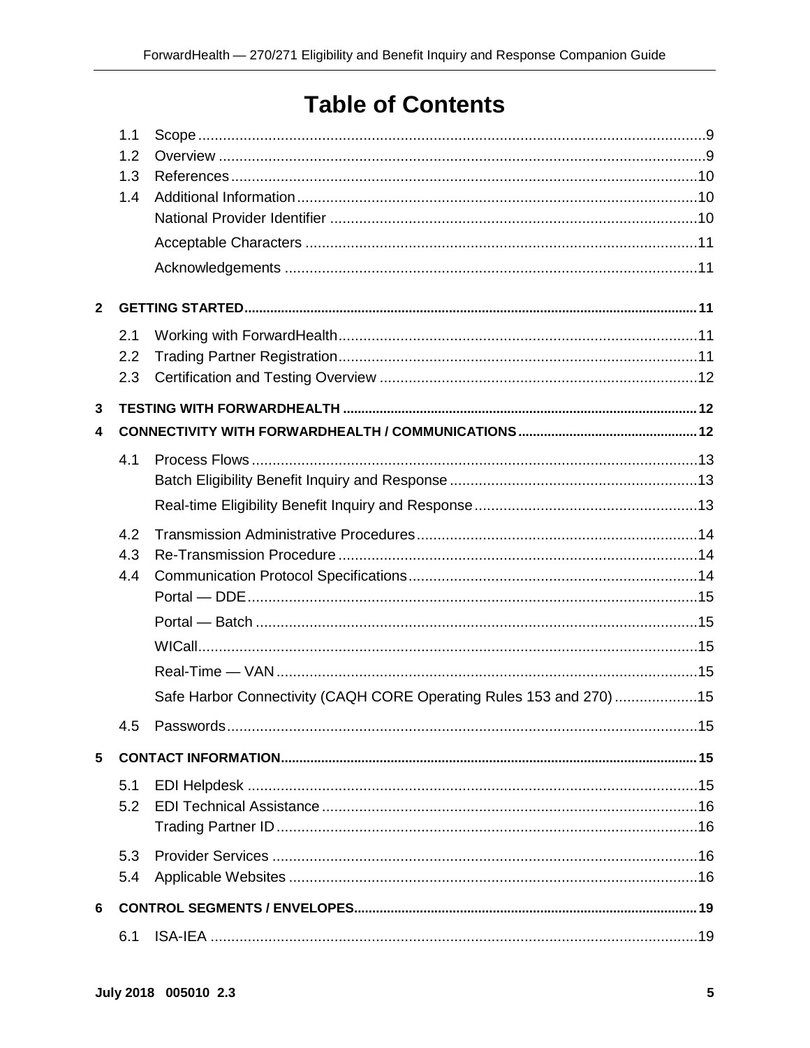# Table of Contents

1.1 Scope .......... 9
1.2 Overview .......... 9
1.3 References .......... 10
1.4 Additional Information .......... 10
National Provider Identifier .......... 10
Acceptable Characters .......... 11
Acknowledgements .......... 11

**2 GETTING STARTED .......... 11**

2.1 Working with ForwardHealth .......... 11
2.2 Trading Partner Registration .......... 11
2.3 Certification and Testing Overview .......... 12

**3 TESTING WITH FORWARDHEALTH .......... 12**

**4 CONNECTIVITY WITH FORWARDHEALTH / COMMUNICATIONS .......... 12**

4.1 Process Flows .......... 13
Batch Eligibility Benefit Inquiry and Response .......... 13
Real-time Eligibility Benefit Inquiry and Response .......... 13

4.2 Transmission Administrative Procedures .......... 14
4.3 Re-Transmission Procedure .......... 14
4.4 Communication Protocol Specifications .......... 14
Portal — DDE .......... 15
Portal — Batch .......... 15
WICall .......... 15
Real-Time — VAN .......... 15
Safe Harbor Connectivity (CAQH CORE Operating Rules 153 and 270) .......... 15

4.5 Passwords .......... 15

**5 CONTACT INFORMATION .......... 15**

5.1 EDI Helpdesk .......... 15
5.2 EDI Technical Assistance .......... 16
Trading Partner ID .......... 16

5.3 Provider Services .......... 16
5.4 Applicable Websites .......... 16

**6 CONTROL SEGMENTS / ENVELOPES .......... 19**

6.1 ISA-IEA .......... 19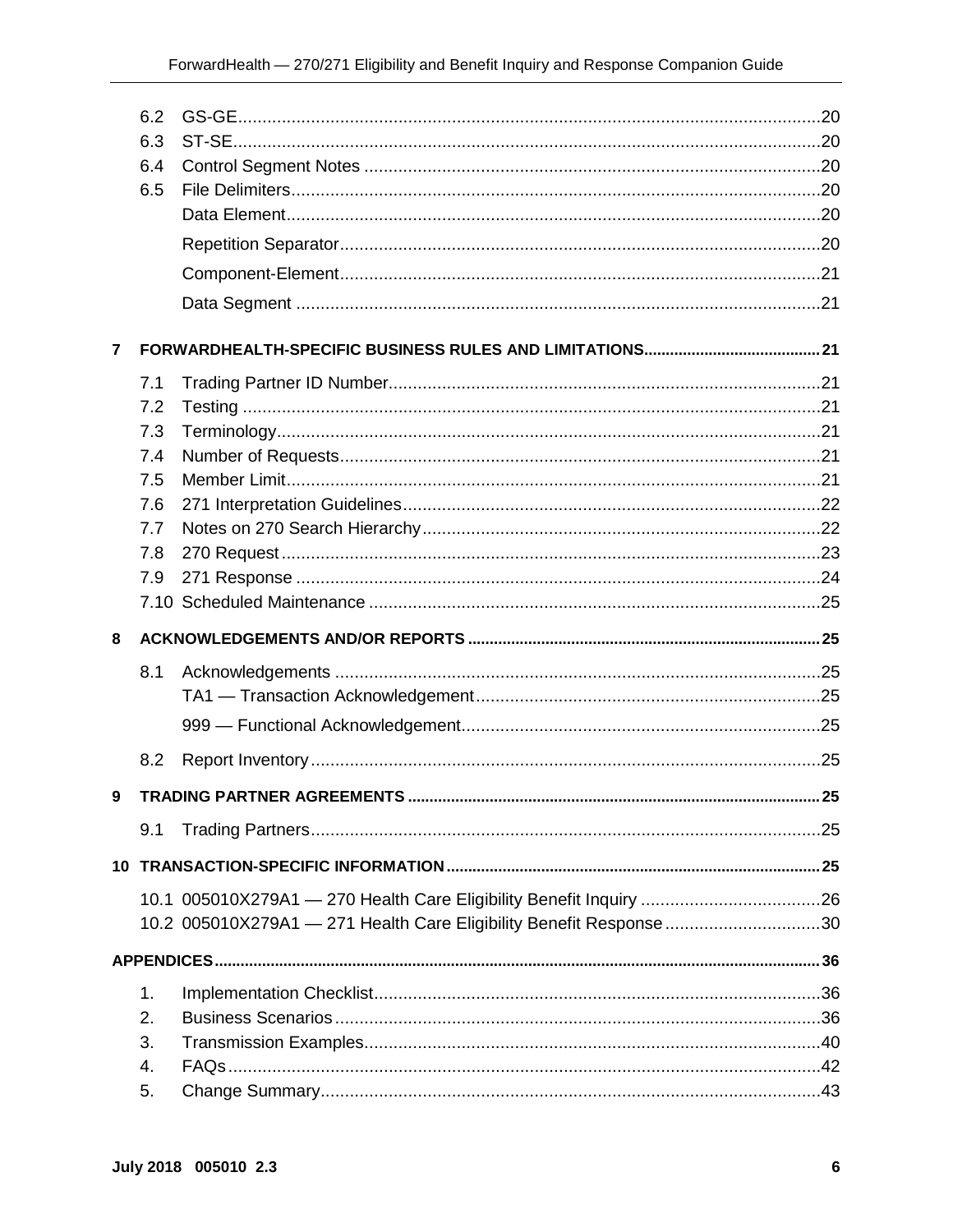- 6.2 GS-GE ... 20
- 6.3 ST-SE ... 20
- 6.4 Control Segment Notes ... 20
- 6.5 File Delimiters ... 20
  - Data Element ... 20
  - Repetition Separator ... 20
  - Component-Element ... 21
  - Data Segment ... 21

**7 FORWARDHEALTH-SPECIFIC BUSINESS RULES AND LIMITATIONS ... 21**

- 7.1 Trading Partner ID Number ... 21
- 7.2 Testing ... 21
- 7.3 Terminology ... 21
- 7.4 Number of Requests ... 21
- 7.5 Member Limit ... 21
- 7.6 271 Interpretation Guidelines ... 22
- 7.7 Notes on 270 Search Hierarchy ... 22
- 7.8 270 Request ... 23
- 7.9 271 Response ... 24
- 7.10 Scheduled Maintenance ... 25

**8 ACKNOWLEDGEMENTS AND/OR REPORTS ... 25**

- 8.1 Acknowledgements ... 25
  - TA1 — Transaction Acknowledgement ... 25
  - 999 — Functional Acknowledgement ... 25
- 8.2 Report Inventory ... 25

**9 TRADING PARTNER AGREEMENTS ... 25**

- 9.1 Trading Partners ... 25

**10 TRANSACTION-SPECIFIC INFORMATION ... 25**

- 10.1 005010X279A1 — 270 Health Care Eligibility Benefit Inquiry ... 26
- 10.2 005010X279A1 — 271 Health Care Eligibility Benefit Response ... 30

**APPENDICES ... 36**

1. Implementation Checklist ... 36
2. Business Scenarios ... 36
3. Transmission Examples ... 40
4. FAQs ... 42
5. Change Summary ... 43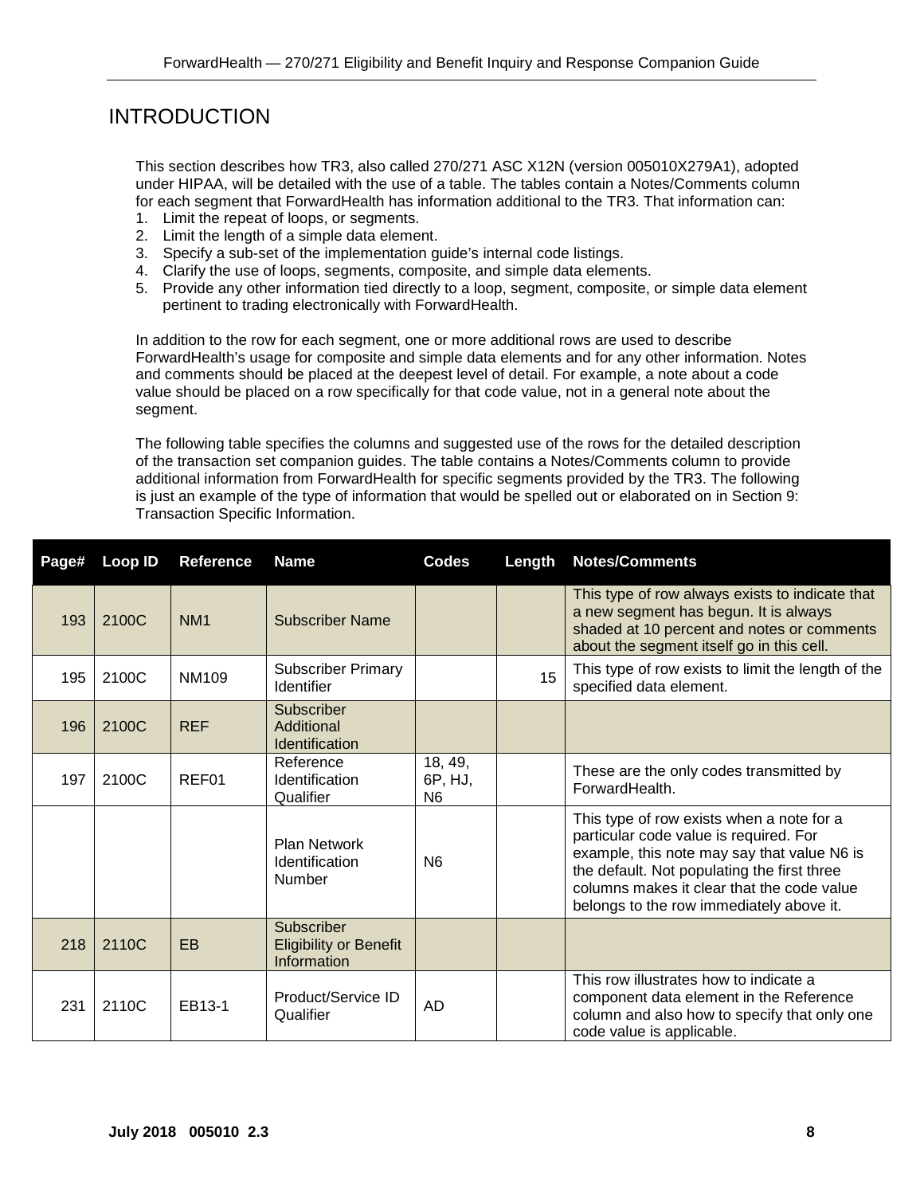# INTRODUCTION

This section describes how TR3, also called 270/271 ASC X12N (version 005010X279A1), adopted under HIPAA, will be detailed with the use of a table. The tables contain a Notes/Comments column for each segment that ForwardHealth has information additional to the TR3. That information can:

1. Limit the repeat of loops, or segments.
2. Limit the length of a simple data element.
3. Specify a sub-set of the implementation guide's internal code listings.
4. Clarify the use of loops, segments, composite, and simple data elements.
5. Provide any other information tied directly to a loop, segment, composite, or simple data element pertinent to trading electronically with ForwardHealth.

In addition to the row for each segment, one or more additional rows are used to describe ForwardHealth's usage for composite and simple data elements and for any other information. Notes and comments should be placed at the deepest level of detail. For example, a note about a code value should be placed on a row specifically for that code value, not in a general note about the segment.

The following table specifies the columns and suggested use of the rows for the detailed description of the transaction set companion guides. The table contains a Notes/Comments column to provide additional information from ForwardHealth for specific segments provided by the TR3. The following is just an example of the type of information that would be spelled out or elaborated on in Section 9: Transaction Specific Information.

| Page# | Loop ID | Reference | Name | Codes | Length | Notes/Comments |
|---|---|---|---|---|---|---|
| 193 | 2100C | NM1 | Subscriber Name | | | This type of row always exists to indicate that a new segment has begun. It is always shaded at 10 percent and notes or comments about the segment itself go in this cell. |
| 195 | 2100C | NM109 | Subscriber Primary Identifier | | 15 | This type of row exists to limit the length of the specified data element. |
| 196 | 2100C | REF | Subscriber Additional Identification | | | |
| 197 | 2100C | REF01 | Reference Identification Qualifier | 18, 49, 6P, HJ, N6 | | These are the only codes transmitted by ForwardHealth. |
| | | | Plan Network Identification Number | N6 | | This type of row exists when a note for a particular code value is required. For example, this note may say that value N6 is the default. Not populating the first three columns makes it clear that the code value belongs to the row immediately above it. |
| 218 | 2110C | EB | Subscriber Eligibility or Benefit Information | | | |
| 231 | 2110C | EB13-1 | Product/Service ID Qualifier | AD | | This row illustrates how to indicate a component data element in the Reference column and also how to specify that only one code value is applicable. |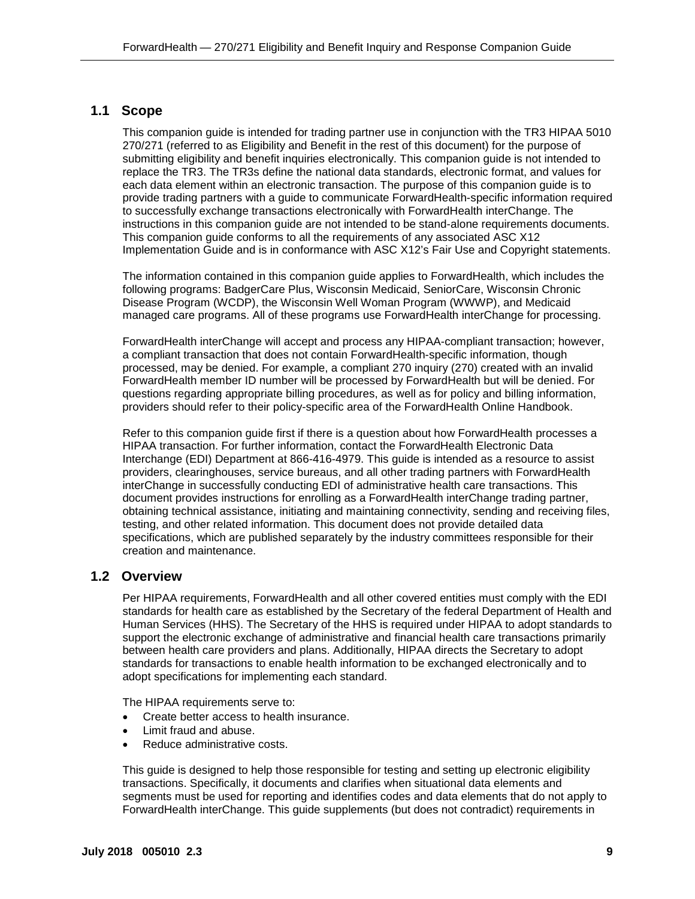## 1.1 Scope

This companion guide is intended for trading partner use in conjunction with the TR3 HIPAA 5010 270/271 (referred to as Eligibility and Benefit in the rest of this document) for the purpose of submitting eligibility and benefit inquiries electronically. This companion guide is not intended to replace the TR3. The TR3s define the national data standards, electronic format, and values for each data element within an electronic transaction. The purpose of this companion guide is to provide trading partners with a guide to communicate ForwardHealth-specific information required to successfully exchange transactions electronically with ForwardHealth interChange. The instructions in this companion guide are not intended to be stand-alone requirements documents. This companion guide conforms to all the requirements of any associated ASC X12 Implementation Guide and is in conformance with ASC X12's Fair Use and Copyright statements.

The information contained in this companion guide applies to ForwardHealth, which includes the following programs: BadgerCare Plus, Wisconsin Medicaid, SeniorCare, Wisconsin Chronic Disease Program (WCDP), the Wisconsin Well Woman Program (WWWP), and Medicaid managed care programs. All of these programs use ForwardHealth interChange for processing.

ForwardHealth interChange will accept and process any HIPAA-compliant transaction; however, a compliant transaction that does not contain ForwardHealth-specific information, though processed, may be denied. For example, a compliant 270 inquiry (270) created with an invalid ForwardHealth member ID number will be processed by ForwardHealth but will be denied. For questions regarding appropriate billing procedures, as well as for policy and billing information, providers should refer to their policy-specific area of the ForwardHealth Online Handbook.

Refer to this companion guide first if there is a question about how ForwardHealth processes a HIPAA transaction. For further information, contact the ForwardHealth Electronic Data Interchange (EDI) Department at 866-416-4979. This guide is intended as a resource to assist providers, clearinghouses, service bureaus, and all other trading partners with ForwardHealth interChange in successfully conducting EDI of administrative health care transactions. This document provides instructions for enrolling as a ForwardHealth interChange trading partner, obtaining technical assistance, initiating and maintaining connectivity, sending and receiving files, testing, and other related information. This document does not provide detailed data specifications, which are published separately by the industry committees responsible for their creation and maintenance.

## 1.2 Overview

Per HIPAA requirements, ForwardHealth and all other covered entities must comply with the EDI standards for health care as established by the Secretary of the federal Department of Health and Human Services (HHS). The Secretary of the HHS is required under HIPAA to adopt standards to support the electronic exchange of administrative and financial health care transactions primarily between health care providers and plans. Additionally, HIPAA directs the Secretary to adopt standards for transactions to enable health information to be exchanged electronically and to adopt specifications for implementing each standard.

The HIPAA requirements serve to:

- Create better access to health insurance.
- Limit fraud and abuse.
- Reduce administrative costs.

This guide is designed to help those responsible for testing and setting up electronic eligibility transactions. Specifically, it documents and clarifies when situational data elements and segments must be used for reporting and identifies codes and data elements that do not apply to ForwardHealth interChange. This guide supplements (but does not contradict) requirements in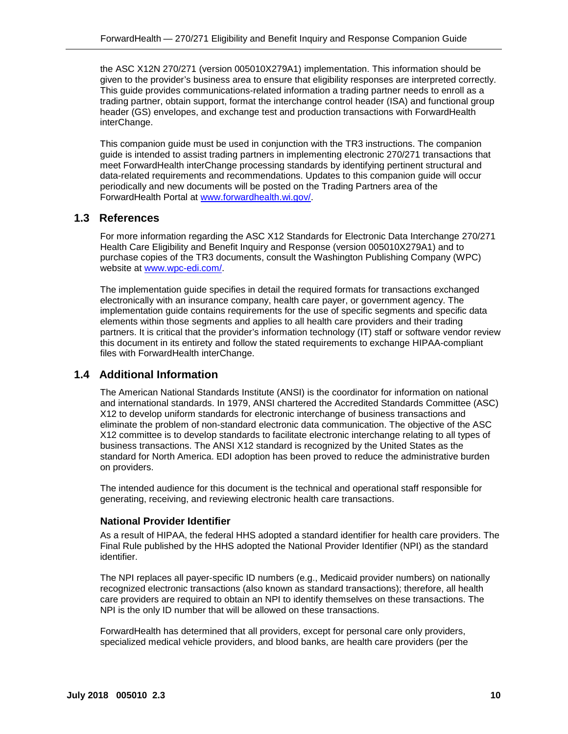the ASC X12N 270/271 (version 005010X279A1) implementation. This information should be given to the provider's business area to ensure that eligibility responses are interpreted correctly. This guide provides communications-related information a trading partner needs to enroll as a trading partner, obtain support, format the interchange control header (ISA) and functional group header (GS) envelopes, and exchange test and production transactions with ForwardHealth interChange.

This companion guide must be used in conjunction with the TR3 instructions. The companion guide is intended to assist trading partners in implementing electronic 270/271 transactions that meet ForwardHealth interChange processing standards by identifying pertinent structural and data-related requirements and recommendations. Updates to this companion guide will occur periodically and new documents will be posted on the Trading Partners area of the ForwardHealth Portal at [www.forwardhealth.wi.gov/](www.forwardhealth.wi.gov/).

## 1.3 References

For more information regarding the ASC X12 Standards for Electronic Data Interchange 270/271 Health Care Eligibility and Benefit Inquiry and Response (version 005010X279A1) and to purchase copies of the TR3 documents, consult the Washington Publishing Company (WPC) website at [www.wpc-edi.com/](www.wpc-edi.com/).

The implementation guide specifies in detail the required formats for transactions exchanged electronically with an insurance company, health care payer, or government agency. The implementation guide contains requirements for the use of specific segments and specific data elements within those segments and applies to all health care providers and their trading partners. It is critical that the provider's information technology (IT) staff or software vendor review this document in its entirety and follow the stated requirements to exchange HIPAA-compliant files with ForwardHealth interChange.

## 1.4 Additional Information

The American National Standards Institute (ANSI) is the coordinator for information on national and international standards. In 1979, ANSI chartered the Accredited Standards Committee (ASC) X12 to develop uniform standards for electronic interchange of business transactions and eliminate the problem of non-standard electronic data communication. The objective of the ASC X12 committee is to develop standards to facilitate electronic interchange relating to all types of business transactions. The ANSI X12 standard is recognized by the United States as the standard for North America. EDI adoption has been proved to reduce the administrative burden on providers.

The intended audience for this document is the technical and operational staff responsible for generating, receiving, and reviewing electronic health care transactions.

### National Provider Identifier

As a result of HIPAA, the federal HHS adopted a standard identifier for health care providers. The Final Rule published by the HHS adopted the National Provider Identifier (NPI) as the standard identifier.

The NPI replaces all payer-specific ID numbers (e.g., Medicaid provider numbers) on nationally recognized electronic transactions (also known as standard transactions); therefore, all health care providers are required to obtain an NPI to identify themselves on these transactions. The NPI is the only ID number that will be allowed on these transactions.

ForwardHealth has determined that all providers, except for personal care only providers, specialized medical vehicle providers, and blood banks, are health care providers (per the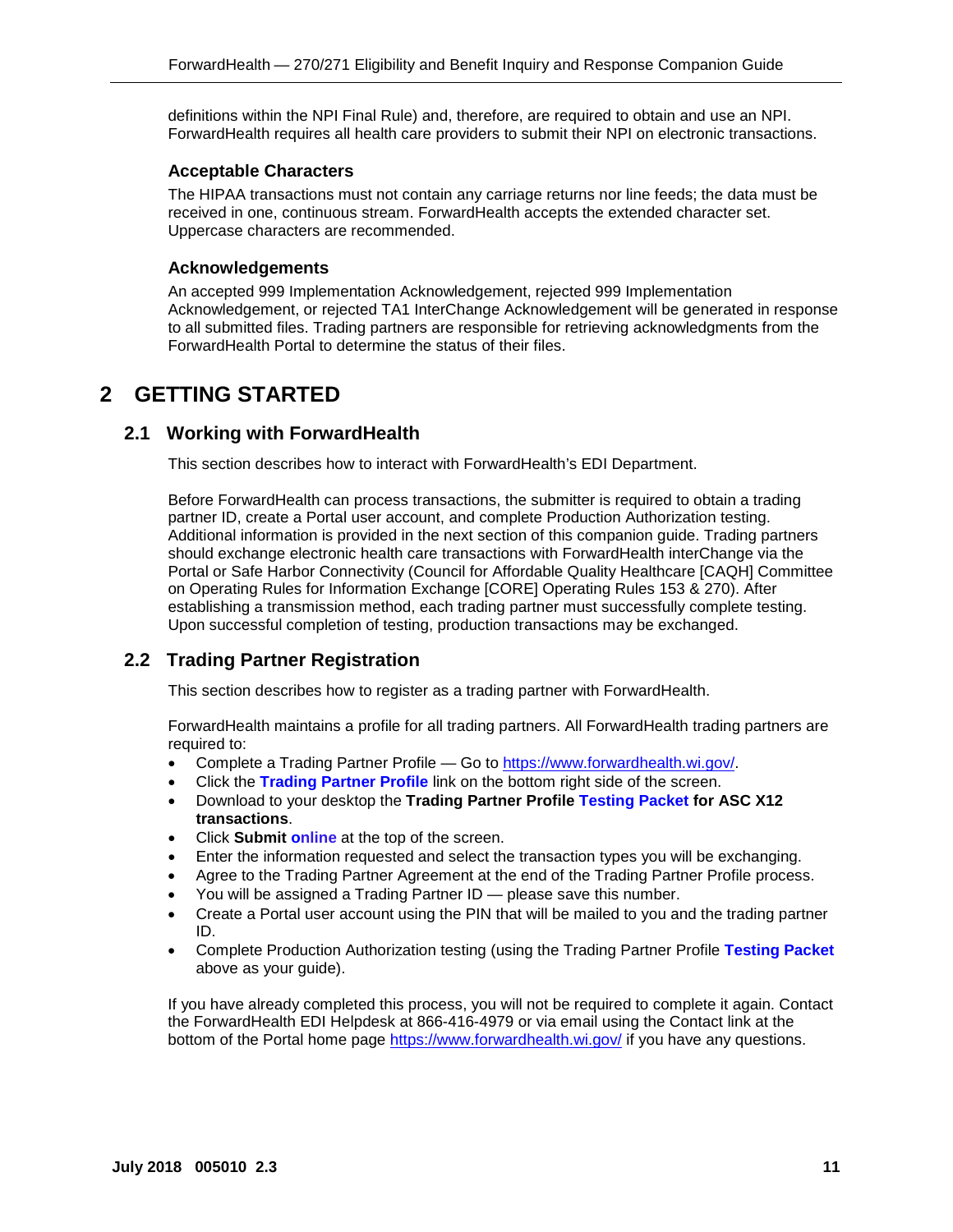definitions within the NPI Final Rule) and, therefore, are required to obtain and use an NPI. ForwardHealth requires all health care providers to submit their NPI on electronic transactions.

### Acceptable Characters

The HIPAA transactions must not contain any carriage returns nor line feeds; the data must be received in one, continuous stream. ForwardHealth accepts the extended character set. Uppercase characters are recommended.

### Acknowledgements

An accepted 999 Implementation Acknowledgement, rejected 999 Implementation Acknowledgement, or rejected TA1 InterChange Acknowledgement will be generated in response to all submitted files. Trading partners are responsible for retrieving acknowledgments from the ForwardHealth Portal to determine the status of their files.

# 2 GETTING STARTED

## 2.1 Working with ForwardHealth

This section describes how to interact with ForwardHealth's EDI Department.

Before ForwardHealth can process transactions, the submitter is required to obtain a trading partner ID, create a Portal user account, and complete Production Authorization testing. Additional information is provided in the next section of this companion guide. Trading partners should exchange electronic health care transactions with ForwardHealth interChange via the Portal or Safe Harbor Connectivity (Council for Affordable Quality Healthcare [CAQH] Committee on Operating Rules for Information Exchange [CORE] Operating Rules 153 & 270). After establishing a transmission method, each trading partner must successfully complete testing. Upon successful completion of testing, production transactions may be exchanged.

## 2.2 Trading Partner Registration

This section describes how to register as a trading partner with ForwardHealth.

ForwardHealth maintains a profile for all trading partners. All ForwardHealth trading partners are required to:

- Complete a Trading Partner Profile — Go to https://www.forwardhealth.wi.gov/.
- Click the **Trading Partner Profile** link on the bottom right side of the screen.
- Download to your desktop the **Trading Partner Profile Testing Packet for ASC X12 transactions**.
- Click **Submit online** at the top of the screen.
- Enter the information requested and select the transaction types you will be exchanging.
- Agree to the Trading Partner Agreement at the end of the Trading Partner Profile process.
- You will be assigned a Trading Partner ID — please save this number.
- Create a Portal user account using the PIN that will be mailed to you and the trading partner ID.
- Complete Production Authorization testing (using the Trading Partner Profile **Testing Packet** above as your guide).

If you have already completed this process, you will not be required to complete it again. Contact the ForwardHealth EDI Helpdesk at 866-416-4979 or via email using the Contact link at the bottom of the Portal home page https://www.forwardhealth.wi.gov/ if you have any questions.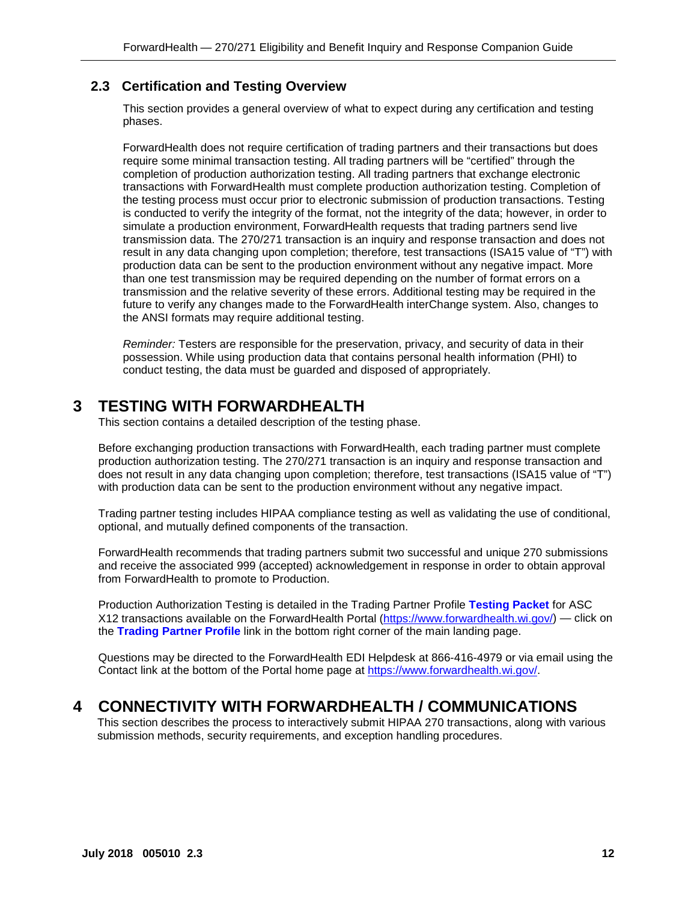## 2.3 Certification and Testing Overview

This section provides a general overview of what to expect during any certification and testing phases.

ForwardHealth does not require certification of trading partners and their transactions but does require some minimal transaction testing. All trading partners will be "certified" through the completion of production authorization testing. All trading partners that exchange electronic transactions with ForwardHealth must complete production authorization testing. Completion of the testing process must occur prior to electronic submission of production transactions. Testing is conducted to verify the integrity of the format, not the integrity of the data; however, in order to simulate a production environment, ForwardHealth requests that trading partners send live transmission data. The 270/271 transaction is an inquiry and response transaction and does not result in any data changing upon completion; therefore, test transactions (ISA15 value of "T") with production data can be sent to the production environment without any negative impact. More than one test transmission may be required depending on the number of format errors on a transmission and the relative severity of these errors. Additional testing may be required in the future to verify any changes made to the ForwardHealth interChange system. Also, changes to the ANSI formats may require additional testing.

*Reminder:* Testers are responsible for the preservation, privacy, and security of data in their possession. While using production data that contains personal health information (PHI) to conduct testing, the data must be guarded and disposed of appropriately.

# 3 TESTING WITH FORWARDHEALTH

This section contains a detailed description of the testing phase.

Before exchanging production transactions with ForwardHealth, each trading partner must complete production authorization testing. The 270/271 transaction is an inquiry and response transaction and does not result in any data changing upon completion; therefore, test transactions (ISA15 value of "T") with production data can be sent to the production environment without any negative impact.

Trading partner testing includes HIPAA compliance testing as well as validating the use of conditional, optional, and mutually defined components of the transaction.

ForwardHealth recommends that trading partners submit two successful and unique 270 submissions and receive the associated 999 (accepted) acknowledgement in response in order to obtain approval from ForwardHealth to promote to Production.

Production Authorization Testing is detailed in the Trading Partner Profile **Testing Packet** for ASC X12 transactions available on the ForwardHealth Portal (https://www.forwardhealth.wi.gov/) — click on the **Trading Partner Profile** link in the bottom right corner of the main landing page.

Questions may be directed to the ForwardHealth EDI Helpdesk at 866-416-4979 or via email using the Contact link at the bottom of the Portal home page at https://www.forwardhealth.wi.gov/.

# 4 CONNECTIVITY WITH FORWARDHEALTH / COMMUNICATIONS

This section describes the process to interactively submit HIPAA 270 transactions, along with various submission methods, security requirements, and exception handling procedures.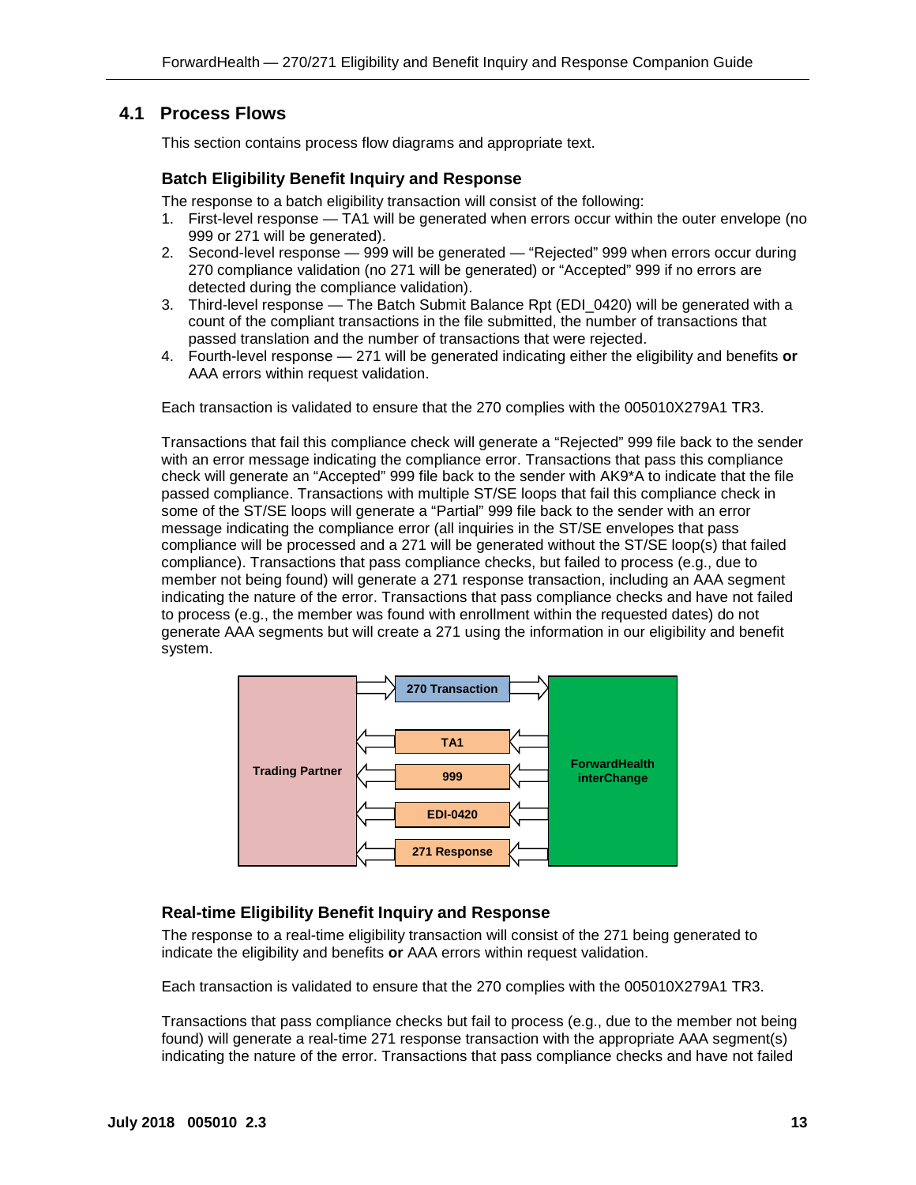## 4.1 Process Flows

This section contains process flow diagrams and appropriate text.

### Batch Eligibility Benefit Inquiry and Response

The response to a batch eligibility transaction will consist of the following:

1. First-level response — TA1 will be generated when errors occur within the outer envelope (no 999 or 271 will be generated).
2. Second-level response — 999 will be generated — "Rejected" 999 when errors occur during 270 compliance validation (no 271 will be generated) or "Accepted" 999 if no errors are detected during the compliance validation).
3. Third-level response — The Batch Submit Balance Rpt (EDI_0420) will be generated with a count of the compliant transactions in the file submitted, the number of transactions that passed translation and the number of transactions that were rejected.
4. Fourth-level response — 271 will be generated indicating either the eligibility and benefits **or** AAA errors within request validation.

Each transaction is validated to ensure that the 270 complies with the 005010X279A1 TR3.

Transactions that fail this compliance check will generate a "Rejected" 999 file back to the sender with an error message indicating the compliance error. Transactions that pass this compliance check will generate an "Accepted" 999 file back to the sender with AK9*A to indicate that the file passed compliance. Transactions with multiple ST/SE loops that fail this compliance check in some of the ST/SE loops will generate a "Partial" 999 file back to the sender with an error message indicating the compliance error (all inquiries in the ST/SE envelopes that pass compliance will be processed and a 271 will be generated without the ST/SE loop(s) that failed compliance). Transactions that pass compliance checks, but failed to process (e.g., due to member not being found) will generate a 271 response transaction, including an AAA segment indicating the nature of the error. Transactions that pass compliance checks and have not failed to process (e.g., the member was found with enrollment within the requested dates) do not generate AAA segments but will create a 271 using the information in our eligibility and benefit system.

Trading Partner → 270 Transaction → ForwardHealth interChange

ForwardHealth interChange → TA1, 999, EDI-0420, 271 Response → Trading Partner

### Real-time Eligibility Benefit Inquiry and Response

The response to a real-time eligibility transaction will consist of the 271 being generated to indicate the eligibility and benefits **or** AAA errors within request validation.

Each transaction is validated to ensure that the 270 complies with the 005010X279A1 TR3.

Transactions that pass compliance checks but fail to process (e.g., due to the member not being found) will generate a real-time 271 response transaction with the appropriate AAA segment(s) indicating the nature of the error. Transactions that pass compliance checks and have not failed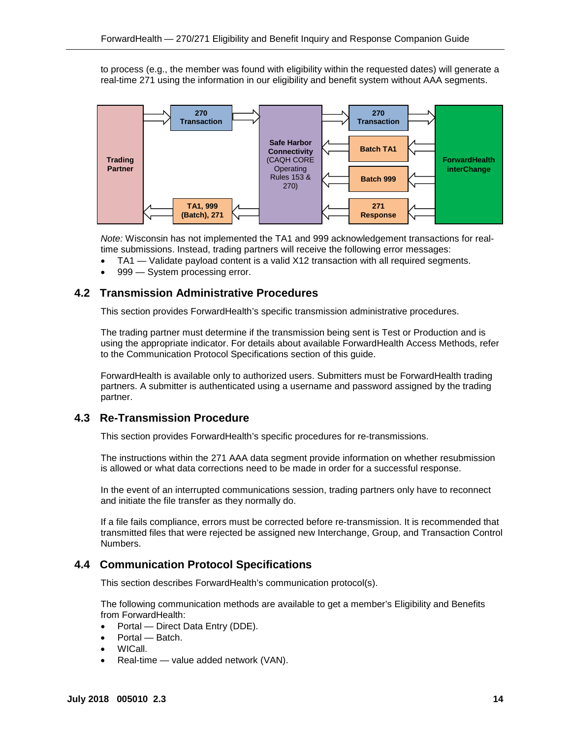to process (e.g., the member was found with eligibility within the requested dates) will generate a real-time 271 using the information in our eligibility and benefit system without AAA segments.

*Note:* Wisconsin has not implemented the TA1 and 999 acknowledgement transactions for real-time submissions. Instead, trading partners will receive the following error messages:

- TA1 — Validate payload content is a valid X12 transaction with all required segments.
- 999 — System processing error.

## 4.2 Transmission Administrative Procedures

This section provides ForwardHealth's specific transmission administrative procedures.

The trading partner must determine if the transmission being sent is Test or Production and is using the appropriate indicator. For details about available ForwardHealth Access Methods, refer to the Communication Protocol Specifications section of this guide.

ForwardHealth is available only to authorized users. Submitters must be ForwardHealth trading partners. A submitter is authenticated using a username and password assigned by the trading partner.

## 4.3 Re-Transmission Procedure

This section provides ForwardHealth's specific procedures for re-transmissions.

The instructions within the 271 AAA data segment provide information on whether resubmission is allowed or what data corrections need to be made in order for a successful response.

In the event of an interrupted communications session, trading partners only have to reconnect and initiate the file transfer as they normally do.

If a file fails compliance, errors must be corrected before re-transmission. It is recommended that transmitted files that were rejected be assigned new Interchange, Group, and Transaction Control Numbers.

## 4.4 Communication Protocol Specifications

This section describes ForwardHealth's communication protocol(s).

The following communication methods are available to get a member's Eligibility and Benefits from ForwardHealth:

- Portal — Direct Data Entry (DDE).
- Portal — Batch.
- WICall.
- Real-time — value added network (VAN).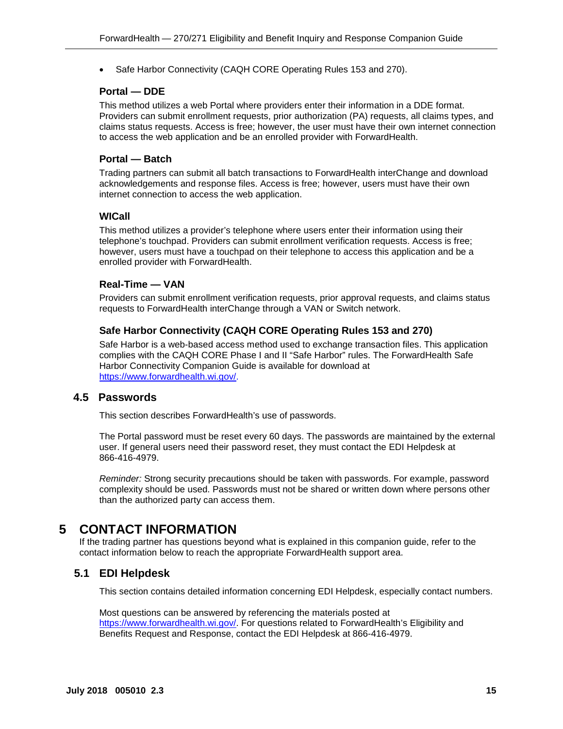- Safe Harbor Connectivity (CAQH CORE Operating Rules 153 and 270).

### Portal — DDE

This method utilizes a web Portal where providers enter their information in a DDE format. Providers can submit enrollment requests, prior authorization (PA) requests, all claims types, and claims status requests. Access is free; however, the user must have their own internet connection to access the web application and be an enrolled provider with ForwardHealth.

### Portal — Batch

Trading partners can submit all batch transactions to ForwardHealth interChange and download acknowledgements and response files. Access is free; however, users must have their own internet connection to access the web application.

### WICall

This method utilizes a provider's telephone where users enter their information using their telephone's touchpad. Providers can submit enrollment verification requests. Access is free; however, users must have a touchpad on their telephone to access this application and be a enrolled provider with ForwardHealth.

### Real-Time — VAN

Providers can submit enrollment verification requests, prior approval requests, and claims status requests to ForwardHealth interChange through a VAN or Switch network.

### Safe Harbor Connectivity (CAQH CORE Operating Rules 153 and 270)

Safe Harbor is a web-based access method used to exchange transaction files. This application complies with the CAQH CORE Phase I and II "Safe Harbor" rules. The ForwardHealth Safe Harbor Connectivity Companion Guide is available for download at https://www.forwardhealth.wi.gov/.

## 4.5 Passwords

This section describes ForwardHealth's use of passwords.

The Portal password must be reset every 60 days. The passwords are maintained by the external user. If general users need their password reset, they must contact the EDI Helpdesk at 866-416-4979.

*Reminder:* Strong security precautions should be taken with passwords. For example, password complexity should be used. Passwords must not be shared or written down where persons other than the authorized party can access them.

# 5 CONTACT INFORMATION

If the trading partner has questions beyond what is explained in this companion guide, refer to the contact information below to reach the appropriate ForwardHealth support area.

## 5.1 EDI Helpdesk

This section contains detailed information concerning EDI Helpdesk, especially contact numbers.

Most questions can be answered by referencing the materials posted at https://www.forwardhealth.wi.gov/. For questions related to ForwardHealth's Eligibility and Benefits Request and Response, contact the EDI Helpdesk at 866-416-4979.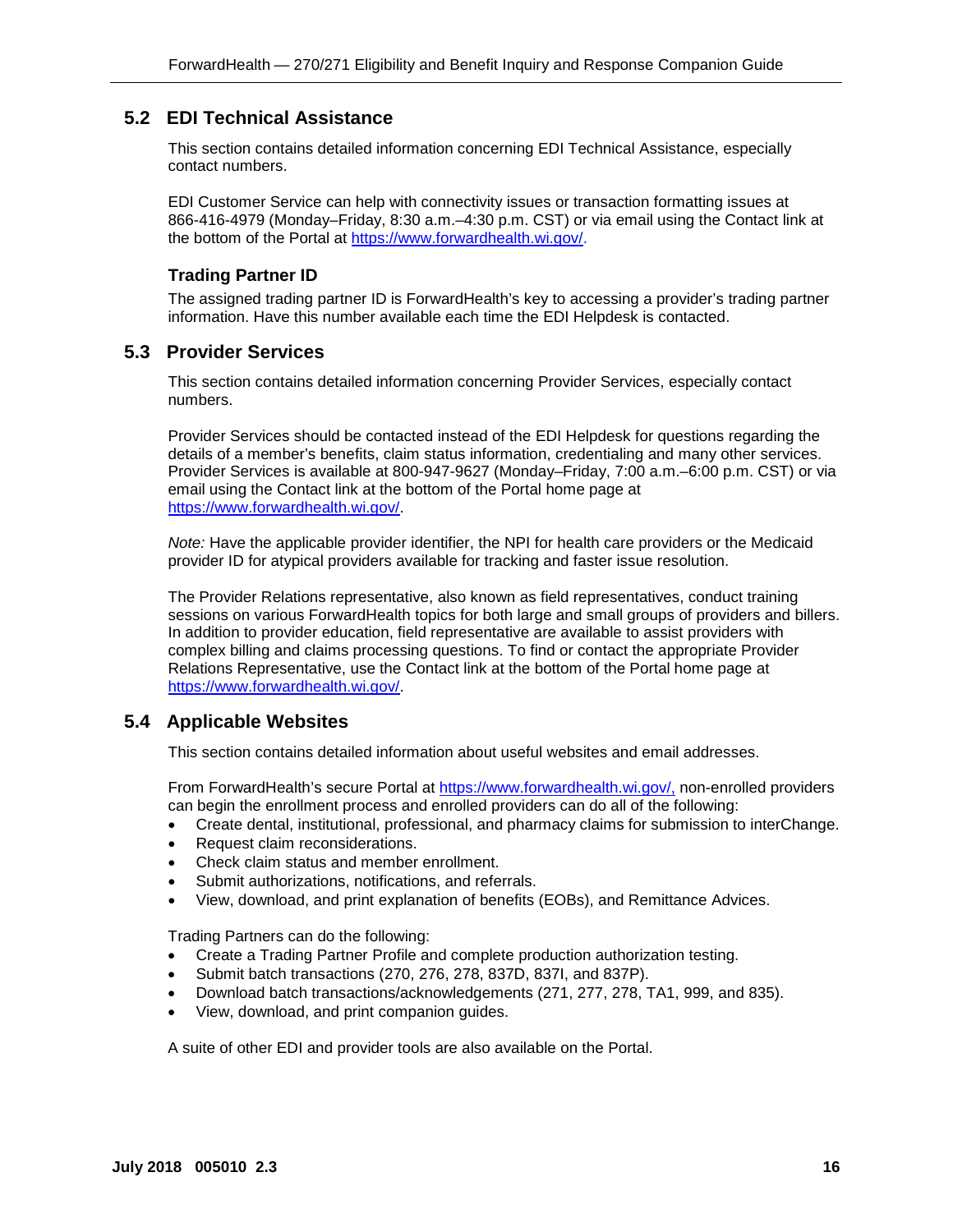## 5.2 EDI Technical Assistance

This section contains detailed information concerning EDI Technical Assistance, especially contact numbers.

EDI Customer Service can help with connectivity issues or transaction formatting issues at 866-416-4979 (Monday–Friday, 8:30 a.m.–4:30 p.m. CST) or via email using the Contact link at the bottom of the Portal at https://www.forwardhealth.wi.gov/.

### Trading Partner ID

The assigned trading partner ID is ForwardHealth's key to accessing a provider's trading partner information. Have this number available each time the EDI Helpdesk is contacted.

## 5.3 Provider Services

This section contains detailed information concerning Provider Services, especially contact numbers.

Provider Services should be contacted instead of the EDI Helpdesk for questions regarding the details of a member's benefits, claim status information, credentialing and many other services. Provider Services is available at 800-947-9627 (Monday–Friday, 7:00 a.m.–6:00 p.m. CST) or via email using the Contact link at the bottom of the Portal home page at https://www.forwardhealth.wi.gov/.

*Note:* Have the applicable provider identifier, the NPI for health care providers or the Medicaid provider ID for atypical providers available for tracking and faster issue resolution.

The Provider Relations representative, also known as field representatives, conduct training sessions on various ForwardHealth topics for both large and small groups of providers and billers. In addition to provider education, field representative are available to assist providers with complex billing and claims processing questions. To find or contact the appropriate Provider Relations Representative, use the Contact link at the bottom of the Portal home page at https://www.forwardhealth.wi.gov/.

## 5.4 Applicable Websites

This section contains detailed information about useful websites and email addresses.

From ForwardHealth's secure Portal at https://www.forwardhealth.wi.gov/, non-enrolled providers can begin the enrollment process and enrolled providers can do all of the following:

- Create dental, institutional, professional, and pharmacy claims for submission to interChange.
- Request claim reconsiderations.
- Check claim status and member enrollment.
- Submit authorizations, notifications, and referrals.
- View, download, and print explanation of benefits (EOBs), and Remittance Advices.

Trading Partners can do the following:

- Create a Trading Partner Profile and complete production authorization testing.
- Submit batch transactions (270, 276, 278, 837D, 837I, and 837P).
- Download batch transactions/acknowledgements (271, 277, 278, TA1, 999, and 835).
- View, download, and print companion guides.

A suite of other EDI and provider tools are also available on the Portal.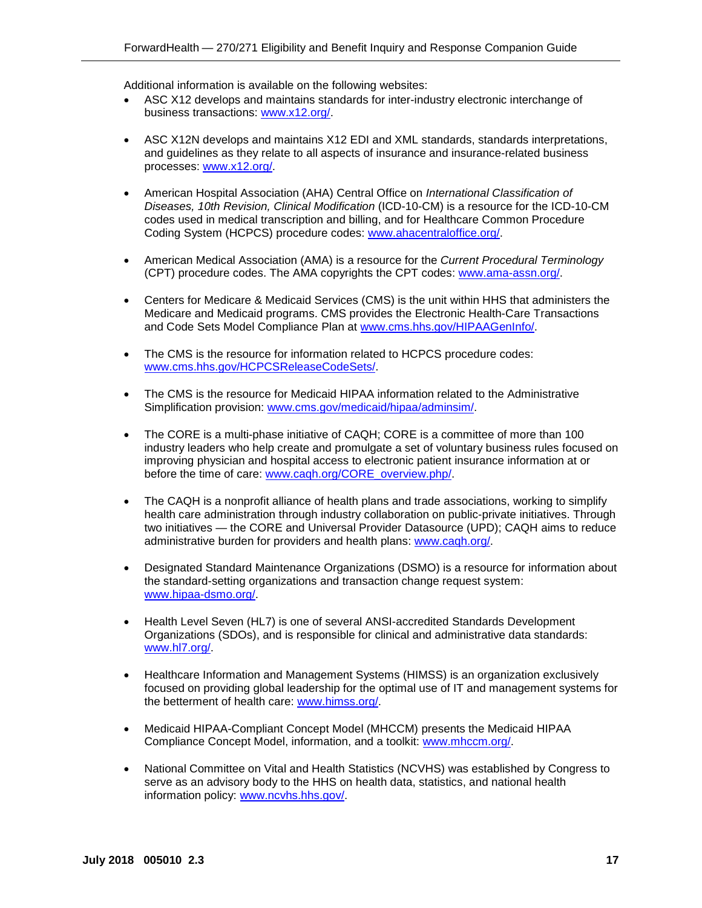Additional information is available on the following websites:

- ASC X12 develops and maintains standards for inter-industry electronic interchange of business transactions: www.x12.org/.
- ASC X12N develops and maintains X12 EDI and XML standards, standards interpretations, and guidelines as they relate to all aspects of insurance and insurance-related business processes: www.x12.org/.
- American Hospital Association (AHA) Central Office on *International Classification of Diseases, 10th Revision, Clinical Modification* (ICD-10-CM) is a resource for the ICD-10-CM codes used in medical transcription and billing, and for Healthcare Common Procedure Coding System (HCPCS) procedure codes: www.ahacentraloffice.org/.
- American Medical Association (AMA) is a resource for the *Current Procedural Terminology* (CPT) procedure codes. The AMA copyrights the CPT codes: www.ama-assn.org/.
- Centers for Medicare & Medicaid Services (CMS) is the unit within HHS that administers the Medicare and Medicaid programs. CMS provides the Electronic Health-Care Transactions and Code Sets Model Compliance Plan at www.cms.hhs.gov/HIPAAGenInfo/.
- The CMS is the resource for information related to HCPCS procedure codes: www.cms.hhs.gov/HCPCSReleaseCodeSets/.
- The CMS is the resource for Medicaid HIPAA information related to the Administrative Simplification provision: www.cms.gov/medicaid/hipaa/adminsim/.
- The CORE is a multi-phase initiative of CAQH; CORE is a committee of more than 100 industry leaders who help create and promulgate a set of voluntary business rules focused on improving physician and hospital access to electronic patient insurance information at or before the time of care: www.caqh.org/CORE_overview.php/.
- The CAQH is a nonprofit alliance of health plans and trade associations, working to simplify health care administration through industry collaboration on public-private initiatives. Through two initiatives — the CORE and Universal Provider Datasource (UPD); CAQH aims to reduce administrative burden for providers and health plans: www.caqh.org/.
- Designated Standard Maintenance Organizations (DSMO) is a resource for information about the standard-setting organizations and transaction change request system: www.hipaa-dsmo.org/.
- Health Level Seven (HL7) is one of several ANSI-accredited Standards Development Organizations (SDOs), and is responsible for clinical and administrative data standards: www.hl7.org/.
- Healthcare Information and Management Systems (HIMSS) is an organization exclusively focused on providing global leadership for the optimal use of IT and management systems for the betterment of health care: www.himss.org/.
- Medicaid HIPAA-Compliant Concept Model (MHCCM) presents the Medicaid HIPAA Compliance Concept Model, information, and a toolkit: www.mhccm.org/.
- National Committee on Vital and Health Statistics (NCVHS) was established by Congress to serve as an advisory body to the HHS on health data, statistics, and national health information policy: www.ncvhs.hhs.gov/.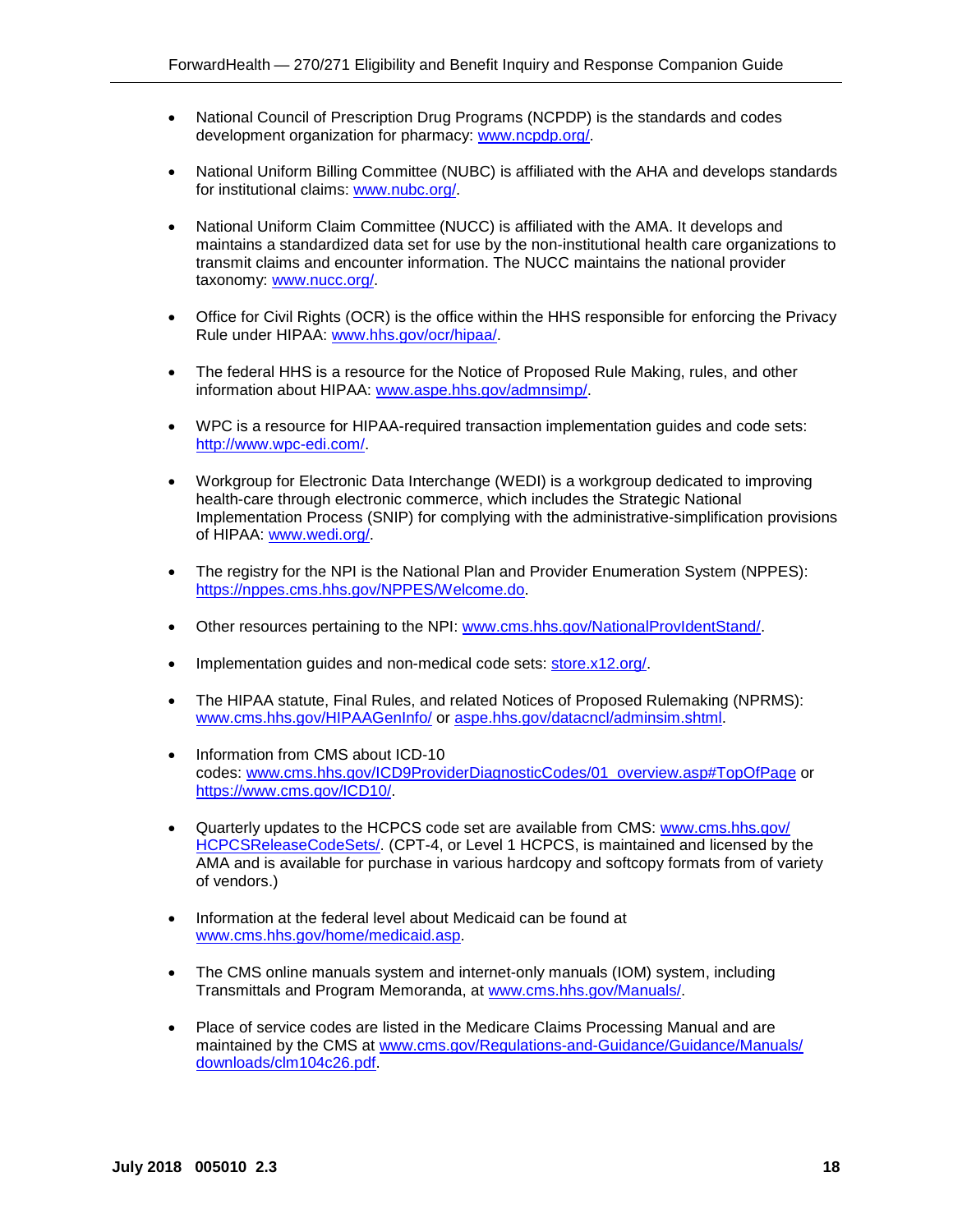- National Council of Prescription Drug Programs (NCPDP) is the standards and codes development organization for pharmacy: www.ncpdp.org/.

- National Uniform Billing Committee (NUBC) is affiliated with the AHA and develops standards for institutional claims: www.nubc.org/.

- National Uniform Claim Committee (NUCC) is affiliated with the AMA. It develops and maintains a standardized data set for use by the non-institutional health care organizations to transmit claims and encounter information. The NUCC maintains the national provider taxonomy: www.nucc.org/.

- Office for Civil Rights (OCR) is the office within the HHS responsible for enforcing the Privacy Rule under HIPAA: www.hhs.gov/ocr/hipaa/.

- The federal HHS is a resource for the Notice of Proposed Rule Making, rules, and other information about HIPAA: www.aspe.hhs.gov/admnsimp/.

- WPC is a resource for HIPAA-required transaction implementation guides and code sets: http://www.wpc-edi.com/.

- Workgroup for Electronic Data Interchange (WEDI) is a workgroup dedicated to improving health-care through electronic commerce, which includes the Strategic National Implementation Process (SNIP) for complying with the administrative-simplification provisions of HIPAA: www.wedi.org/.

- The registry for the NPI is the National Plan and Provider Enumeration System (NPPES): https://nppes.cms.hhs.gov/NPPES/Welcome.do.

- Other resources pertaining to the NPI: www.cms.hhs.gov/NationalProvIdentStand/.

- Implementation guides and non-medical code sets: store.x12.org/.

- The HIPAA statute, Final Rules, and related Notices of Proposed Rulemaking (NPRMS): www.cms.hhs.gov/HIPAAGenInfo/ or aspe.hhs.gov/datacncl/adminsim.shtml.

- Information from CMS about ICD-10 codes: www.cms.hhs.gov/ICD9ProviderDiagnosticCodes/01_overview.asp#TopOfPage or https://www.cms.gov/ICD10/.

- Quarterly updates to the HCPCS code set are available from CMS: www.cms.hhs.gov/HCPCSReleaseCodeSets/. (CPT-4, or Level 1 HCPCS, is maintained and licensed by the AMA and is available for purchase in various hardcopy and softcopy formats from of variety of vendors.)

- Information at the federal level about Medicaid can be found at www.cms.hhs.gov/home/medicaid.asp.

- The CMS online manuals system and internet-only manuals (IOM) system, including Transmittals and Program Memoranda, at www.cms.hhs.gov/Manuals/.

- Place of service codes are listed in the Medicare Claims Processing Manual and are maintained by the CMS at www.cms.gov/Regulations-and-Guidance/Guidance/Manuals/downloads/clm104c26.pdf.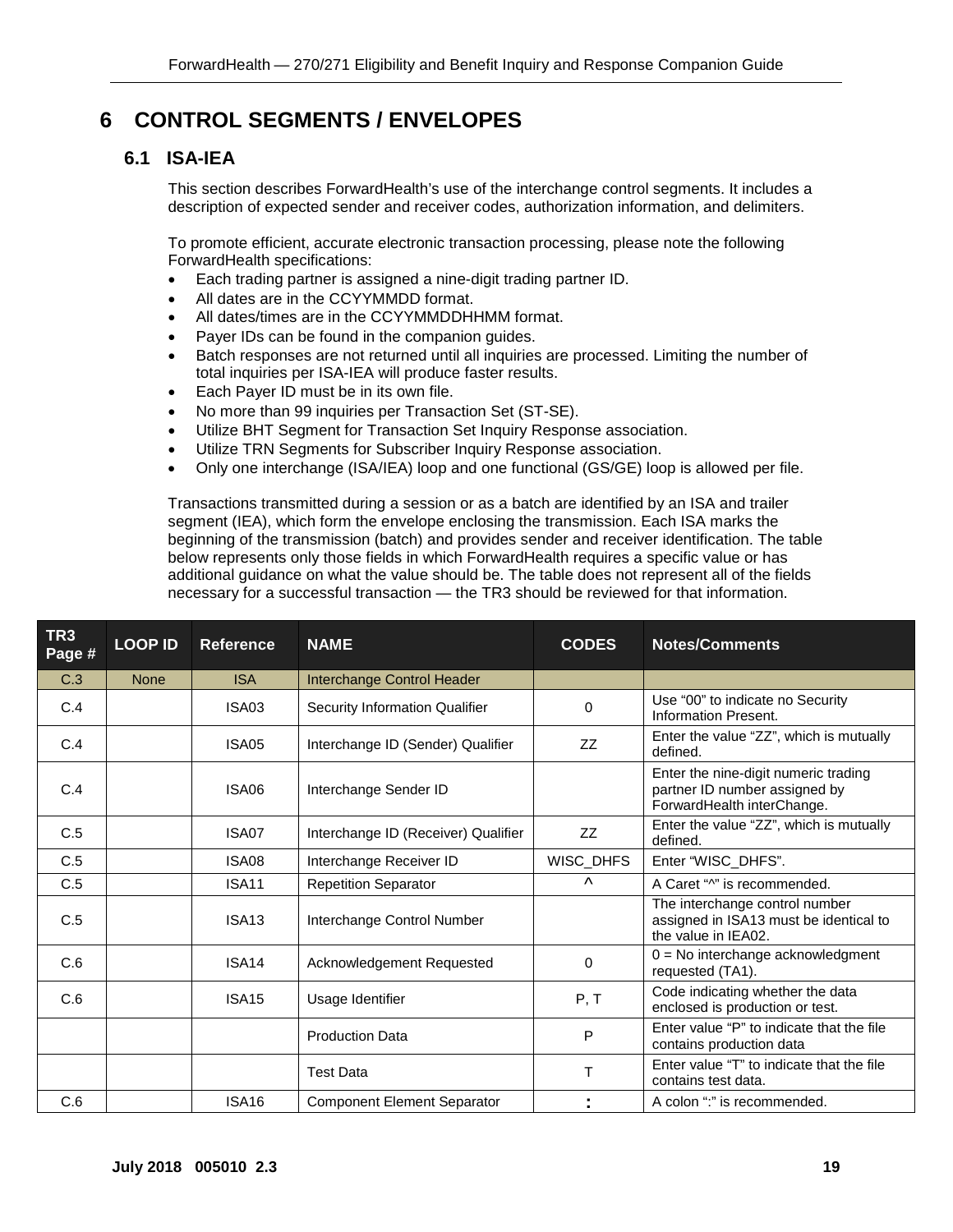# 6 CONTROL SEGMENTS / ENVELOPES

## 6.1 ISA-IEA

This section describes ForwardHealth's use of the interchange control segments. It includes a description of expected sender and receiver codes, authorization information, and delimiters.

To promote efficient, accurate electronic transaction processing, please note the following ForwardHealth specifications:

- Each trading partner is assigned a nine-digit trading partner ID.
- All dates are in the CCYYMMDD format.
- All dates/times are in the CCYYMMDDHHMM format.
- Payer IDs can be found in the companion guides.
- Batch responses are not returned until all inquiries are processed. Limiting the number of total inquiries per ISA-IEA will produce faster results.
- Each Payer ID must be in its own file.
- No more than 99 inquiries per Transaction Set (ST-SE).
- Utilize BHT Segment for Transaction Set Inquiry Response association.
- Utilize TRN Segments for Subscriber Inquiry Response association.
- Only one interchange (ISA/IEA) loop and one functional (GS/GE) loop is allowed per file.

Transactions transmitted during a session or as a batch are identified by an ISA and trailer segment (IEA), which form the envelope enclosing the transmission. Each ISA marks the beginning of the transmission (batch) and provides sender and receiver identification. The table below represents only those fields in which ForwardHealth requires a specific value or has additional guidance on what the value should be. The table does not represent all of the fields necessary for a successful transaction — the TR3 should be reviewed for that information.

| TR3 Page # | LOOP ID | Reference | NAME | CODES | Notes/Comments |
|---|---|---|---|---|---|
| C.3 | None | ISA | Interchange Control Header | | |
| C.4 | | ISA03 | Security Information Qualifier | 0 | Use "00" to indicate no Security Information Present. |
| C.4 | | ISA05 | Interchange ID (Sender) Qualifier | ZZ | Enter the value "ZZ", which is mutually defined. |
| C.4 | | ISA06 | Interchange Sender ID | | Enter the nine-digit numeric trading partner ID number assigned by ForwardHealth interChange. |
| C.5 | | ISA07 | Interchange ID (Receiver) Qualifier | ZZ | Enter the value "ZZ", which is mutually defined. |
| C.5 | | ISA08 | Interchange Receiver ID | WISC_DHFS | Enter "WISC_DHFS". |
| C.5 | | ISA11 | Repetition Separator | ^ | A Caret "^" is recommended. |
| C.5 | | ISA13 | Interchange Control Number | | The interchange control number assigned in ISA13 must be identical to the value in IEA02. |
| C.6 | | ISA14 | Acknowledgement Requested | 0 | 0 = No interchange acknowledgment requested (TA1). |
| C.6 | | ISA15 | Usage Identifier | P, T | Code indicating whether the data enclosed is production or test. |
| | | | Production Data | P | Enter value "P" to indicate that the file contains production data |
| | | | Test Data | T | Enter value "T" to indicate that the file contains test data. |
| C.6 | | ISA16 | Component Element Separator | : | A colon ":" is recommended. |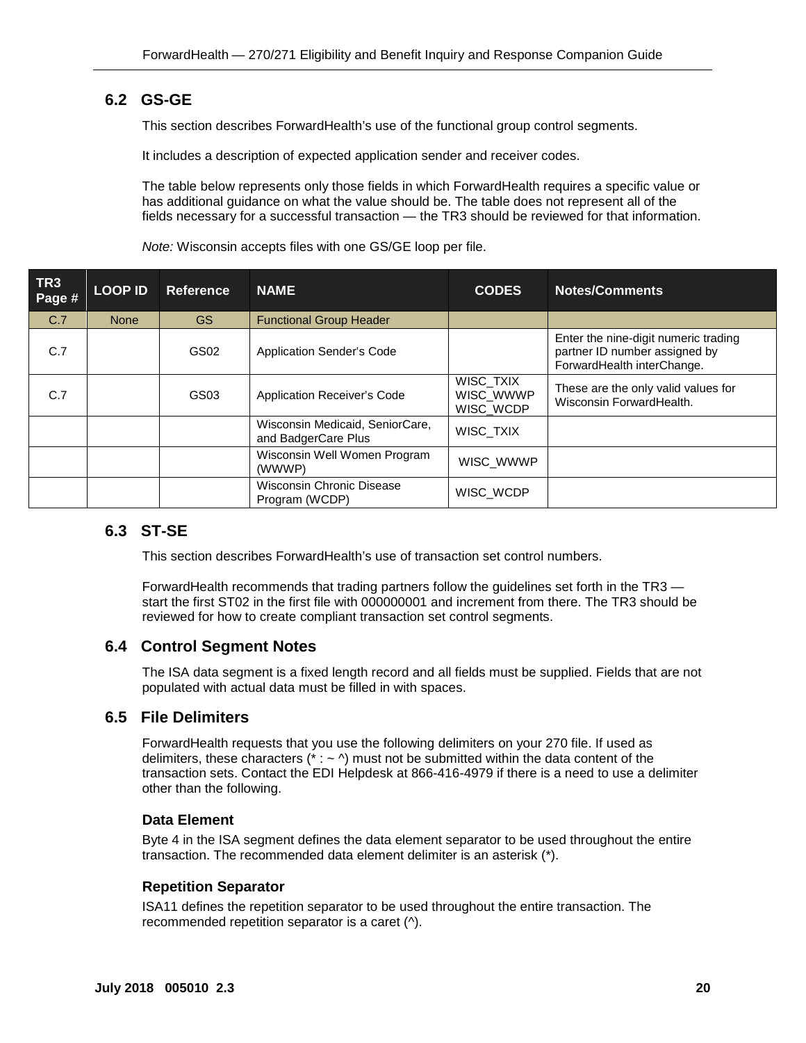## 6.2 GS-GE

This section describes ForwardHealth's use of the functional group control segments.

It includes a description of expected application sender and receiver codes.

The table below represents only those fields in which ForwardHealth requires a specific value or has additional guidance on what the value should be. The table does not represent all of the fields necessary for a successful transaction — the TR3 should be reviewed for that information.

*Note:* Wisconsin accepts files with one GS/GE loop per file.

| TR3 Page # | LOOP ID | Reference | NAME | CODES | Notes/Comments |
|---|---|---|---|---|---|
| C.7 | None | GS | Functional Group Header | | |
| C.7 | | GS02 | Application Sender's Code | | Enter the nine-digit numeric trading partner ID number assigned by ForwardHealth interChange. |
| C.7 | | GS03 | Application Receiver's Code | WISC_TXIX WISC_WWWP WISC_WCDP | These are the only valid values for Wisconsin ForwardHealth. |
| | | | Wisconsin Medicaid, SeniorCare, and BadgerCare Plus | WISC_TXIX | |
| | | | Wisconsin Well Women Program (WWWP) | WISC_WWWP | |
| | | | Wisconsin Chronic Disease Program (WCDP) | WISC_WCDP | |

## 6.3 ST-SE

This section describes ForwardHealth's use of transaction set control numbers.

ForwardHealth recommends that trading partners follow the guidelines set forth in the TR3 — start the first ST02 in the first file with 000000001 and increment from there. The TR3 should be reviewed for how to create compliant transaction set control segments.

## 6.4 Control Segment Notes

The ISA data segment is a fixed length record and all fields must be supplied. Fields that are not populated with actual data must be filled in with spaces.

## 6.5 File Delimiters

ForwardHealth requests that you use the following delimiters on your 270 file. If used as delimiters, these characters (* : ~ ^) must not be submitted within the data content of the transaction sets. Contact the EDI Helpdesk at 866-416-4979 if there is a need to use a delimiter other than the following.

### Data Element

Byte 4 in the ISA segment defines the data element separator to be used throughout the entire transaction. The recommended data element delimiter is an asterisk (*).

### Repetition Separator

ISA11 defines the repetition separator to be used throughout the entire transaction. The recommended repetition separator is a caret (^).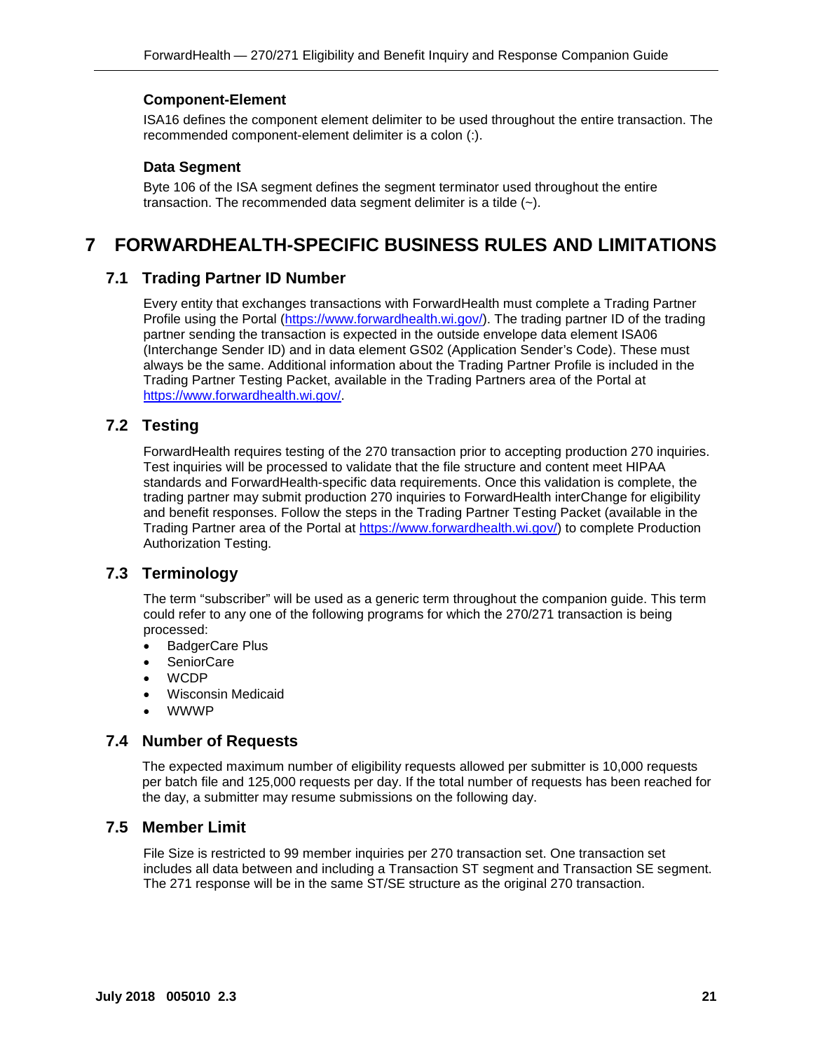### Component-Element

ISA16 defines the component element delimiter to be used throughout the entire transaction. The recommended component-element delimiter is a colon (:).

### Data Segment

Byte 106 of the ISA segment defines the segment terminator used throughout the entire transaction. The recommended data segment delimiter is a tilde (~).

# 7 FORWARDHEALTH-SPECIFIC BUSINESS RULES AND LIMITATIONS

## 7.1 Trading Partner ID Number

Every entity that exchanges transactions with ForwardHealth must complete a Trading Partner Profile using the Portal (https://www.forwardhealth.wi.gov/). The trading partner ID of the trading partner sending the transaction is expected in the outside envelope data element ISA06 (Interchange Sender ID) and in data element GS02 (Application Sender's Code). These must always be the same. Additional information about the Trading Partner Profile is included in the Trading Partner Testing Packet, available in the Trading Partners area of the Portal at https://www.forwardhealth.wi.gov/.

## 7.2 Testing

ForwardHealth requires testing of the 270 transaction prior to accepting production 270 inquiries. Test inquiries will be processed to validate that the file structure and content meet HIPAA standards and ForwardHealth-specific data requirements. Once this validation is complete, the trading partner may submit production 270 inquiries to ForwardHealth interChange for eligibility and benefit responses. Follow the steps in the Trading Partner Testing Packet (available in the Trading Partner area of the Portal at https://www.forwardhealth.wi.gov/) to complete Production Authorization Testing.

## 7.3 Terminology

The term "subscriber" will be used as a generic term throughout the companion guide. This term could refer to any one of the following programs for which the 270/271 transaction is being processed:

- BadgerCare Plus
- SeniorCare
- WCDP
- Wisconsin Medicaid
- WWWP

## 7.4 Number of Requests

The expected maximum number of eligibility requests allowed per submitter is 10,000 requests per batch file and 125,000 requests per day. If the total number of requests has been reached for the day, a submitter may resume submissions on the following day.

## 7.5 Member Limit

File Size is restricted to 99 member inquiries per 270 transaction set. One transaction set includes all data between and including a Transaction ST segment and Transaction SE segment. The 271 response will be in the same ST/SE structure as the original 270 transaction.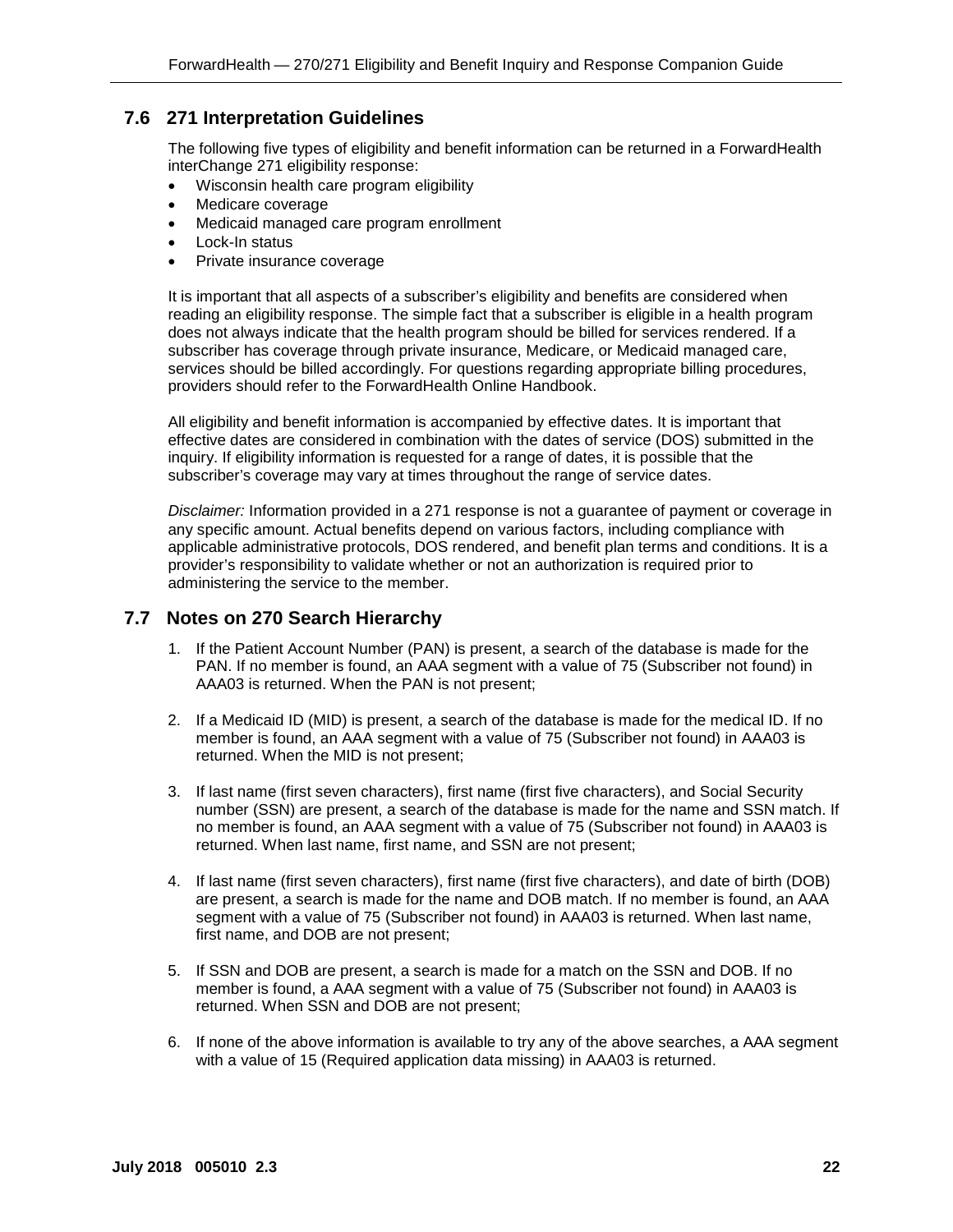## 7.6 271 Interpretation Guidelines

The following five types of eligibility and benefit information can be returned in a ForwardHealth interChange 271 eligibility response:

- Wisconsin health care program eligibility
- Medicare coverage
- Medicaid managed care program enrollment
- Lock-In status
- Private insurance coverage

It is important that all aspects of a subscriber's eligibility and benefits are considered when reading an eligibility response. The simple fact that a subscriber is eligible in a health program does not always indicate that the health program should be billed for services rendered. If a subscriber has coverage through private insurance, Medicare, or Medicaid managed care, services should be billed accordingly. For questions regarding appropriate billing procedures, providers should refer to the ForwardHealth Online Handbook.

All eligibility and benefit information is accompanied by effective dates. It is important that effective dates are considered in combination with the dates of service (DOS) submitted in the inquiry. If eligibility information is requested for a range of dates, it is possible that the subscriber's coverage may vary at times throughout the range of service dates.

*Disclaimer:* Information provided in a 271 response is not a guarantee of payment or coverage in any specific amount. Actual benefits depend on various factors, including compliance with applicable administrative protocols, DOS rendered, and benefit plan terms and conditions. It is a provider's responsibility to validate whether or not an authorization is required prior to administering the service to the member.

## 7.7 Notes on 270 Search Hierarchy

1. If the Patient Account Number (PAN) is present, a search of the database is made for the PAN. If no member is found, an AAA segment with a value of 75 (Subscriber not found) in AAA03 is returned. When the PAN is not present;

2. If a Medicaid ID (MID) is present, a search of the database is made for the medical ID. If no member is found, an AAA segment with a value of 75 (Subscriber not found) in AAA03 is returned. When the MID is not present;

3. If last name (first seven characters), first name (first five characters), and Social Security number (SSN) are present, a search of the database is made for the name and SSN match. If no member is found, an AAA segment with a value of 75 (Subscriber not found) in AAA03 is returned. When last name, first name, and SSN are not present;

4. If last name (first seven characters), first name (first five characters), and date of birth (DOB) are present, a search is made for the name and DOB match. If no member is found, an AAA segment with a value of 75 (Subscriber not found) in AAA03 is returned. When last name, first name, and DOB are not present;

5. If SSN and DOB are present, a search is made for a match on the SSN and DOB. If no member is found, a AAA segment with a value of 75 (Subscriber not found) in AAA03 is returned. When SSN and DOB are not present;

6. If none of the above information is available to try any of the above searches, a AAA segment with a value of 15 (Required application data missing) in AAA03 is returned.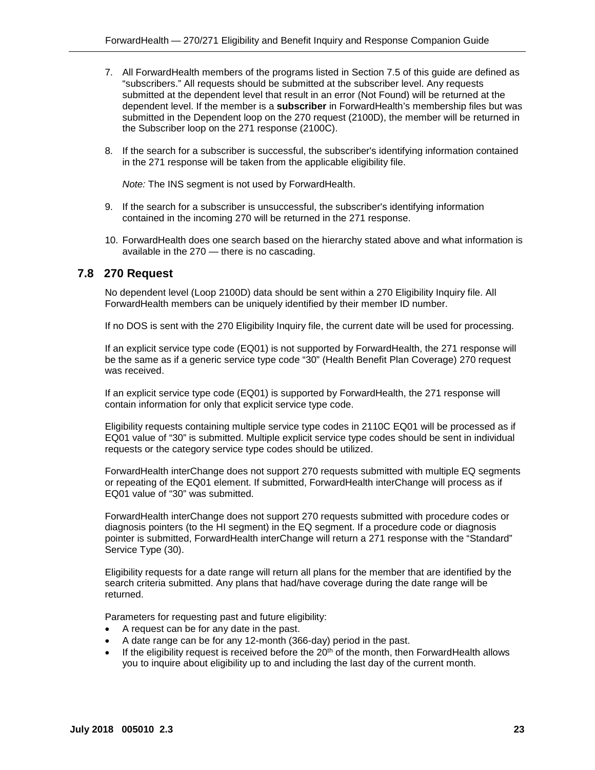7. All ForwardHealth members of the programs listed in Section 7.5 of this guide are defined as "subscribers." All requests should be submitted at the subscriber level. Any requests submitted at the dependent level that result in an error (Not Found) will be returned at the dependent level. If the member is a **subscriber** in ForwardHealth's membership files but was submitted in the Dependent loop on the 270 request (2100D), the member will be returned in the Subscriber loop on the 271 response (2100C).

8. If the search for a subscriber is successful, the subscriber's identifying information contained in the 271 response will be taken from the applicable eligibility file.

   *Note:* The INS segment is not used by ForwardHealth.

9. If the search for a subscriber is unsuccessful, the subscriber's identifying information contained in the incoming 270 will be returned in the 271 response.

10. ForwardHealth does one search based on the hierarchy stated above and what information is available in the 270 — there is no cascading.

## 7.8 270 Request

No dependent level (Loop 2100D) data should be sent within a 270 Eligibility Inquiry file. All ForwardHealth members can be uniquely identified by their member ID number.

If no DOS is sent with the 270 Eligibility Inquiry file, the current date will be used for processing.

If an explicit service type code (EQ01) is not supported by ForwardHealth, the 271 response will be the same as if a generic service type code "30" (Health Benefit Plan Coverage) 270 request was received.

If an explicit service type code (EQ01) is supported by ForwardHealth, the 271 response will contain information for only that explicit service type code.

Eligibility requests containing multiple service type codes in 2110C EQ01 will be processed as if EQ01 value of "30" is submitted. Multiple explicit service type codes should be sent in individual requests or the category service type codes should be utilized.

ForwardHealth interChange does not support 270 requests submitted with multiple EQ segments or repeating of the EQ01 element. If submitted, ForwardHealth interChange will process as if EQ01 value of "30" was submitted.

ForwardHealth interChange does not support 270 requests submitted with procedure codes or diagnosis pointers (to the HI segment) in the EQ segment. If a procedure code or diagnosis pointer is submitted, ForwardHealth interChange will return a 271 response with the "Standard" Service Type (30).

Eligibility requests for a date range will return all plans for the member that are identified by the search criteria submitted. Any plans that had/have coverage during the date range will be returned.

Parameters for requesting past and future eligibility:

- A request can be for any date in the past.
- A date range can be for any 12-month (366-day) period in the past.
- If the eligibility request is received before the 20th of the month, then ForwardHealth allows you to inquire about eligibility up to and including the last day of the current month.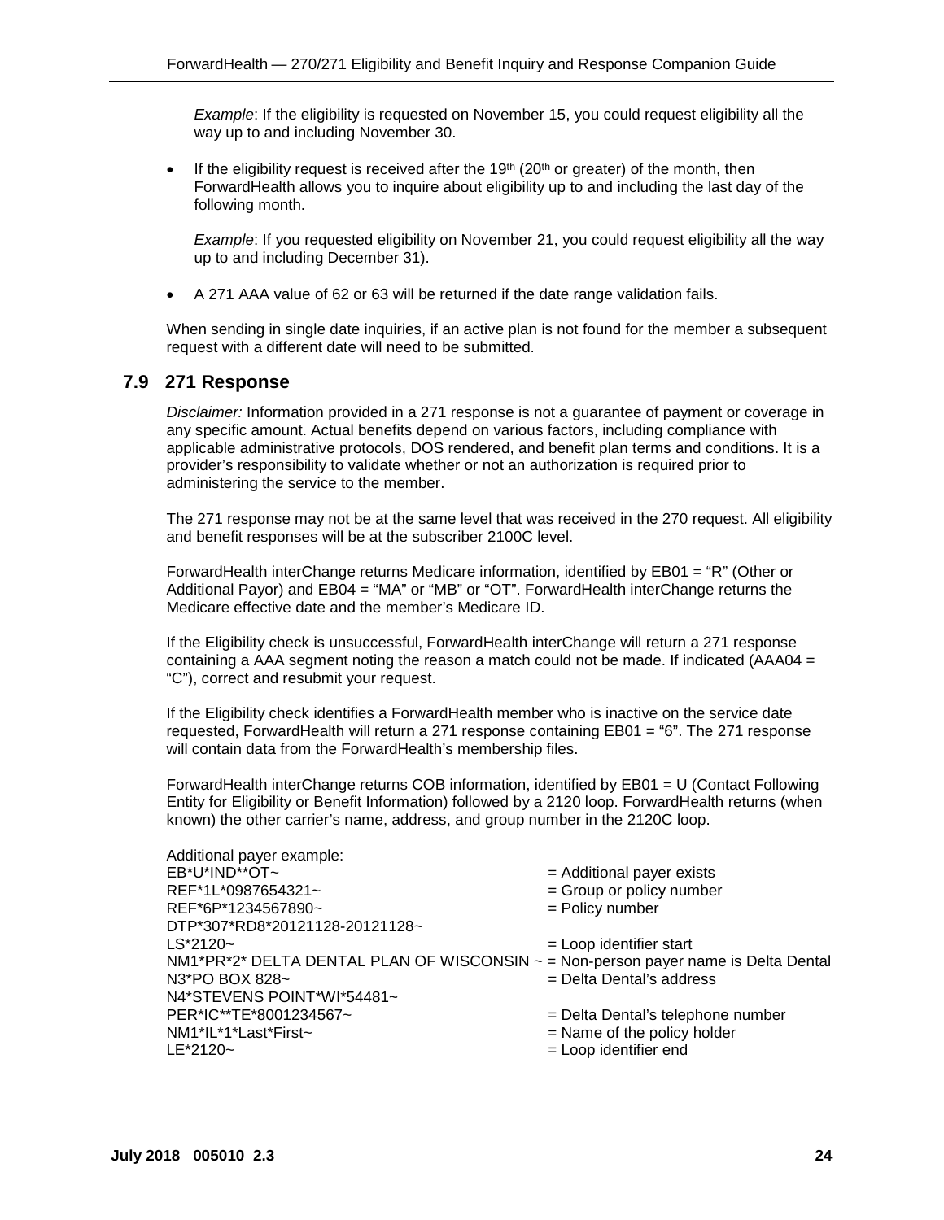*Example*: If the eligibility is requested on November 15, you could request eligibility all the way up to and including November 30.

- If the eligibility request is received after the 19th (20th or greater) of the month, then ForwardHealth allows you to inquire about eligibility up to and including the last day of the following month.

  *Example*: If you requested eligibility on November 21, you could request eligibility all the way up to and including December 31).

- A 271 AAA value of 62 or 63 will be returned if the date range validation fails.

When sending in single date inquiries, if an active plan is not found for the member a subsequent request with a different date will need to be submitted.

## 7.9 271 Response

*Disclaimer:* Information provided in a 271 response is not a guarantee of payment or coverage in any specific amount. Actual benefits depend on various factors, including compliance with applicable administrative protocols, DOS rendered, and benefit plan terms and conditions. It is a provider's responsibility to validate whether or not an authorization is required prior to administering the service to the member.

The 271 response may not be at the same level that was received in the 270 request. All eligibility and benefit responses will be at the subscriber 2100C level.

ForwardHealth interChange returns Medicare information, identified by EB01 = "R" (Other or Additional Payor) and EB04 = "MA" or "MB" or "OT". ForwardHealth interChange returns the Medicare effective date and the member's Medicare ID.

If the Eligibility check is unsuccessful, ForwardHealth interChange will return a 271 response containing a AAA segment noting the reason a match could not be made. If indicated (AAA04 = "C"), correct and resubmit your request.

If the Eligibility check identifies a ForwardHealth member who is inactive on the service date requested, ForwardHealth will return a 271 response containing EB01 = "6". The 271 response will contain data from the ForwardHealth's membership files.

ForwardHealth interChange returns COB information, identified by EB01 = U (Contact Following Entity for Eligibility or Benefit Information) followed by a 2120 loop. ForwardHealth returns (when known) the other carrier's name, address, and group number in the 2120C loop.

Additional payer example:

```
EB*U*IND**OT~                                   = Additional payer exists
REF*1L*0987654321~                              = Group or policy number
REF*6P*1234567890~                              = Policy number
DTP*307*RD8*20121128-20121128~
LS*2120~                                        = Loop identifier start
NM1*PR*2* DELTA DENTAL PLAN OF WISCONSIN ~ = Non-person payer name is Delta Dental
N3*PO BOX 828~                                  = Delta Dental's address
N4*STEVENS POINT*WI*54481~
PER*IC**TE*8001234567~                          = Delta Dental's telephone number
NM1*IL*1*Last*First~                            = Name of the policy holder
LE*2120~                                        = Loop identifier end
```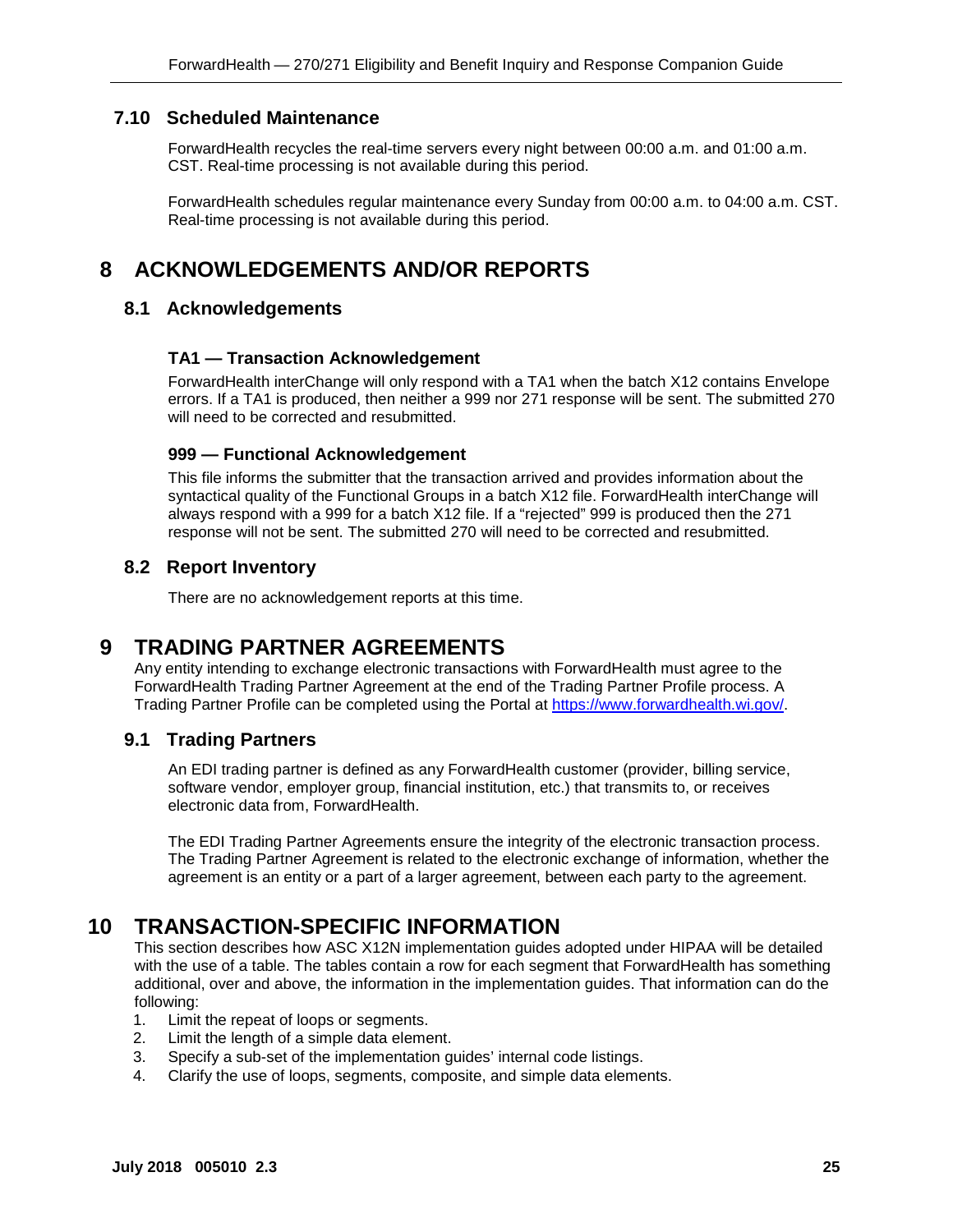### 7.10 Scheduled Maintenance

ForwardHealth recycles the real-time servers every night between 00:00 a.m. and 01:00 a.m. CST. Real-time processing is not available during this period.

ForwardHealth schedules regular maintenance every Sunday from 00:00 a.m. to 04:00 a.m. CST. Real-time processing is not available during this period.

# 8 ACKNOWLEDGEMENTS AND/OR REPORTS

## 8.1 Acknowledgements

#### TA1 — Transaction Acknowledgement

ForwardHealth interChange will only respond with a TA1 when the batch X12 contains Envelope errors. If a TA1 is produced, then neither a 999 nor 271 response will be sent. The submitted 270 will need to be corrected and resubmitted.

#### 999 — Functional Acknowledgement

This file informs the submitter that the transaction arrived and provides information about the syntactical quality of the Functional Groups in a batch X12 file. ForwardHealth interChange will always respond with a 999 for a batch X12 file. If a "rejected" 999 is produced then the 271 response will not be sent. The submitted 270 will need to be corrected and resubmitted.

## 8.2 Report Inventory

There are no acknowledgement reports at this time.

# 9 TRADING PARTNER AGREEMENTS

Any entity intending to exchange electronic transactions with ForwardHealth must agree to the ForwardHealth Trading Partner Agreement at the end of the Trading Partner Profile process. A Trading Partner Profile can be completed using the Portal at [https://www.forwardhealth.wi.gov/](https://www.forwardhealth.wi.gov/).

## 9.1 Trading Partners

An EDI trading partner is defined as any ForwardHealth customer (provider, billing service, software vendor, employer group, financial institution, etc.) that transmits to, or receives electronic data from, ForwardHealth.

The EDI Trading Partner Agreements ensure the integrity of the electronic transaction process. The Trading Partner Agreement is related to the electronic exchange of information, whether the agreement is an entity or a part of a larger agreement, between each party to the agreement.

# 10 TRANSACTION-SPECIFIC INFORMATION

This section describes how ASC X12N implementation guides adopted under HIPAA will be detailed with the use of a table. The tables contain a row for each segment that ForwardHealth has something additional, over and above, the information in the implementation guides. That information can do the following:

1. Limit the repeat of loops or segments.
2. Limit the length of a simple data element.
3. Specify a sub-set of the implementation guides' internal code listings.
4. Clarify the use of loops, segments, composite, and simple data elements.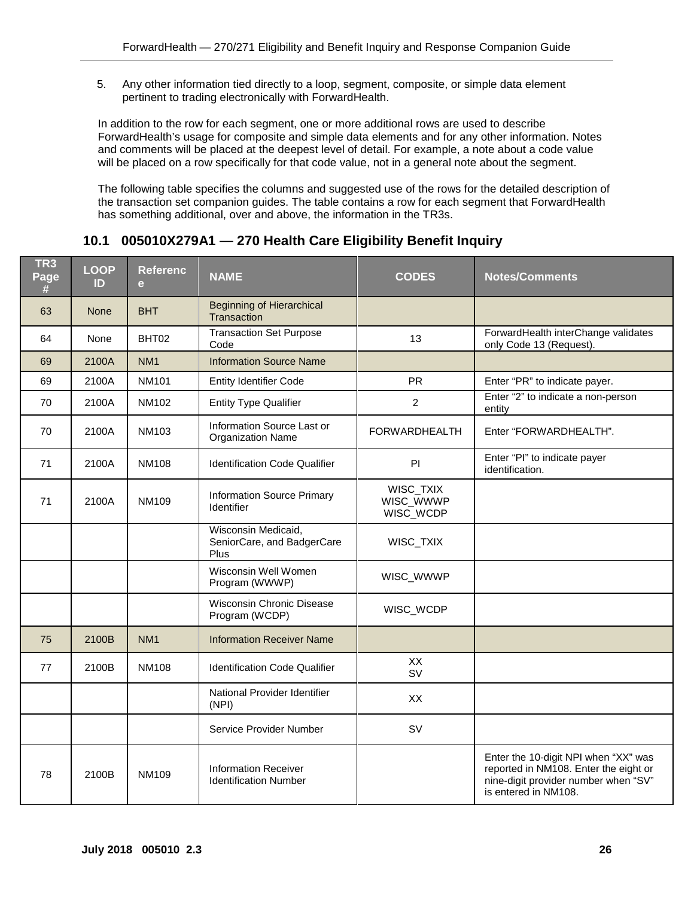5. Any other information tied directly to a loop, segment, composite, or simple data element pertinent to trading electronically with ForwardHealth.

In addition to the row for each segment, one or more additional rows are used to describe ForwardHealth's usage for composite and simple data elements and for any other information. Notes and comments will be placed at the deepest level of detail. For example, a note about a code value will be placed on a row specifically for that code value, not in a general note about the segment.

The following table specifies the columns and suggested use of the rows for the detailed description of the transaction set companion guides. The table contains a row for each segment that ForwardHealth has something additional, over and above, the information in the TR3s.

## 10.1 005010X279A1 — 270 Health Care Eligibility Benefit Inquiry

| TR3 Page # | LOOP ID | Reference | NAME | CODES | Notes/Comments |
|---|---|---|---|---|---|
| 63 | None | BHT | Beginning of Hierarchical Transaction | | |
| 64 | None | BHT02 | Transaction Set Purpose Code | 13 | ForwardHealth interChange validates only Code 13 (Request). |
| 69 | 2100A | NM1 | Information Source Name | | |
| 69 | 2100A | NM101 | Entity Identifier Code | PR | Enter "PR" to indicate payer. |
| 70 | 2100A | NM102 | Entity Type Qualifier | 2 | Enter "2" to indicate a non-person entity |
| 70 | 2100A | NM103 | Information Source Last or Organization Name | FORWARDHEALTH | Enter "FORWARDHEALTH". |
| 71 | 2100A | NM108 | Identification Code Qualifier | PI | Enter "PI" to indicate payer identification. |
| 71 | 2100A | NM109 | Information Source Primary Identifier | WISC_TXIX<br>WISC_WWWP<br>WISC_WCDP | |
| | | | Wisconsin Medicaid, SeniorCare, and BadgerCare Plus | WISC_TXIX | |
| | | | Wisconsin Well Women Program (WWWP) | WISC_WWWP | |
| | | | Wisconsin Chronic Disease Program (WCDP) | WISC_WCDP | |
| 75 | 2100B | NM1 | Information Receiver Name | | |
| 77 | 2100B | NM108 | Identification Code Qualifier | XX<br>SV | |
| | | | National Provider Identifier (NPI) | XX | |
| | | | Service Provider Number | SV | |
| 78 | 2100B | NM109 | Information Receiver Identification Number | | Enter the 10-digit NPI when "XX" was reported in NM108. Enter the eight or nine-digit provider number when "SV" is entered in NM108. |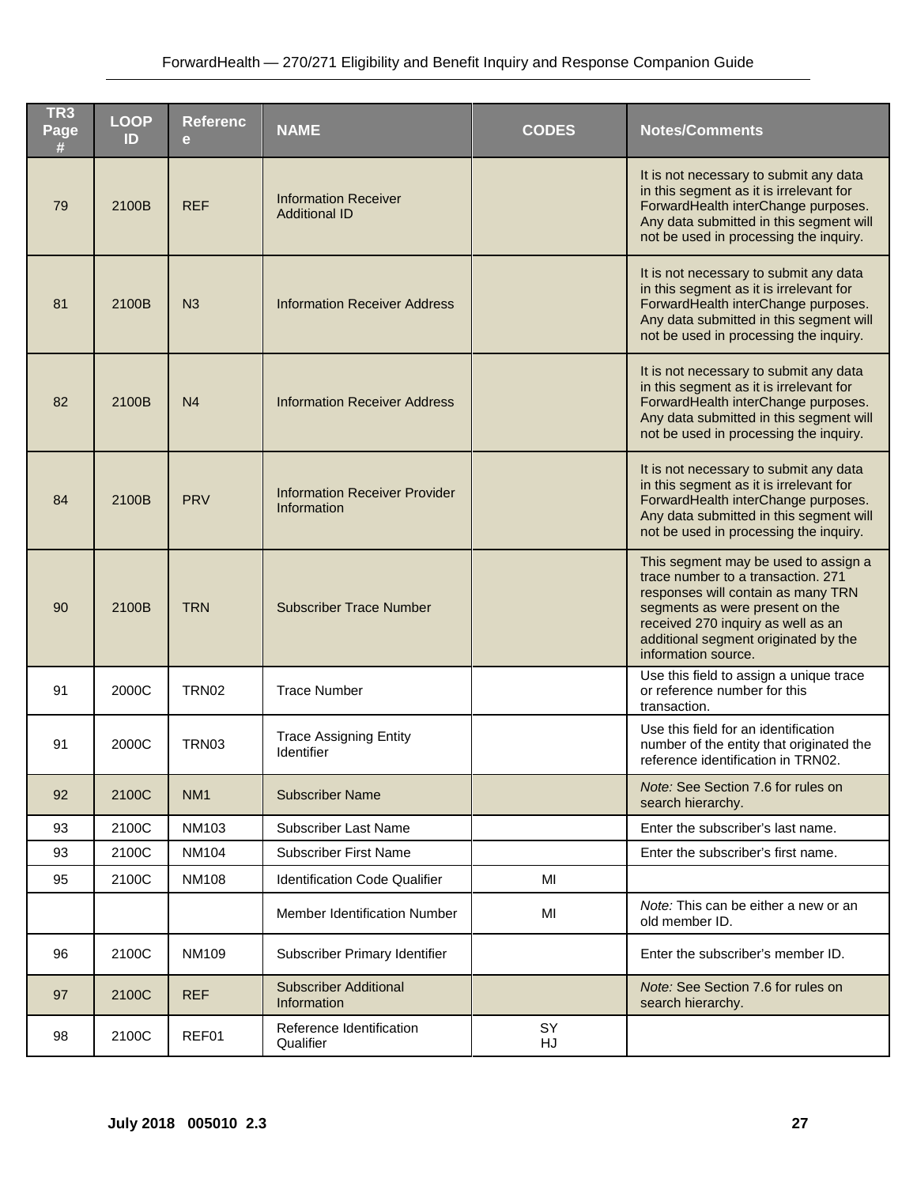| TR3 Page # | LOOP ID | Reference | NAME | CODES | Notes/Comments |
|---|---|---|---|---|---|
| 79 | 2100B | REF | Information Receiver Additional ID | | It is not necessary to submit any data in this segment as it is irrelevant for ForwardHealth interChange purposes. Any data submitted in this segment will not be used in processing the inquiry. |
| 81 | 2100B | N3 | Information Receiver Address | | It is not necessary to submit any data in this segment as it is irrelevant for ForwardHealth interChange purposes. Any data submitted in this segment will not be used in processing the inquiry. |
| 82 | 2100B | N4 | Information Receiver Address | | It is not necessary to submit any data in this segment as it is irrelevant for ForwardHealth interChange purposes. Any data submitted in this segment will not be used in processing the inquiry. |
| 84 | 2100B | PRV | Information Receiver Provider Information | | It is not necessary to submit any data in this segment as it is irrelevant for ForwardHealth interChange purposes. Any data submitted in this segment will not be used in processing the inquiry. |
| 90 | 2100B | TRN | Subscriber Trace Number | | This segment may be used to assign a trace number to a transaction. 271 responses will contain as many TRN segments as were present on the received 270 inquiry as well as an additional segment originated by the information source. |
| 91 | 2000C | TRN02 | Trace Number | | Use this field to assign a unique trace or reference number for this transaction. |
| 91 | 2000C | TRN03 | Trace Assigning Entity Identifier | | Use this field for an identification number of the entity that originated the reference identification in TRN02. |
| 92 | 2100C | NM1 | Subscriber Name | | *Note:* See Section 7.6 for rules on search hierarchy. |
| 93 | 2100C | NM103 | Subscriber Last Name | | Enter the subscriber's last name. |
| 93 | 2100C | NM104 | Subscriber First Name | | Enter the subscriber's first name. |
| 95 | 2100C | NM108 | Identification Code Qualifier | MI | |
| | | | Member Identification Number | MI | *Note:* This can be either a new or an old member ID. |
| 96 | 2100C | NM109 | Subscriber Primary Identifier | | Enter the subscriber's member ID. |
| 97 | 2100C | REF | Subscriber Additional Information | | *Note:* See Section 7.6 for rules on search hierarchy. |
| 98 | 2100C | REF01 | Reference Identification Qualifier | SY<br>HJ | |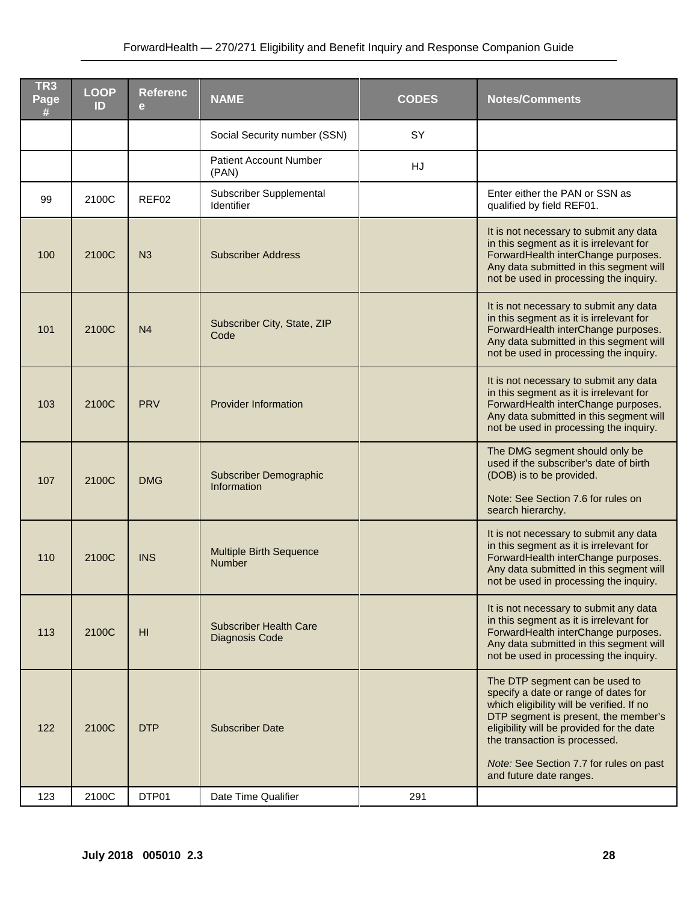| TR3 Page # | LOOP ID | Reference | NAME | CODES | Notes/Comments |
|---|---|---|---|---|---|
| | | | Social Security number (SSN) | SY | |
| | | | Patient Account Number (PAN) | HJ | |
| 99 | 2100C | REF02 | Subscriber Supplemental Identifier | | Enter either the PAN or SSN as qualified by field REF01. |
| 100 | 2100C | N3 | Subscriber Address | | It is not necessary to submit any data in this segment as it is irrelevant for ForwardHealth interChange purposes. Any data submitted in this segment will not be used in processing the inquiry. |
| 101 | 2100C | N4 | Subscriber City, State, ZIP Code | | It is not necessary to submit any data in this segment as it is irrelevant for ForwardHealth interChange purposes. Any data submitted in this segment will not be used in processing the inquiry. |
| 103 | 2100C | PRV | Provider Information | | It is not necessary to submit any data in this segment as it is irrelevant for ForwardHealth interChange purposes. Any data submitted in this segment will not be used in processing the inquiry. |
| 107 | 2100C | DMG | Subscriber Demographic Information | | The DMG segment should only be used if the subscriber's date of birth (DOB) is to be provided.<br><br>Note: See Section 7.6 for rules on search hierarchy. |
| 110 | 2100C | INS | Multiple Birth Sequence Number | | It is not necessary to submit any data in this segment as it is irrelevant for ForwardHealth interChange purposes. Any data submitted in this segment will not be used in processing the inquiry. |
| 113 | 2100C | HI | Subscriber Health Care Diagnosis Code | | It is not necessary to submit any data in this segment as it is irrelevant for ForwardHealth interChange purposes. Any data submitted in this segment will not be used in processing the inquiry. |
| 122 | 2100C | DTP | Subscriber Date | | The DTP segment can be used to specify a date or range of dates for which eligibility will be verified. If no DTP segment is present, the member's eligibility will be provided for the date the transaction is processed.<br><br>*Note:* See Section 7.7 for rules on past and future date ranges. |
| 123 | 2100C | DTP01 | Date Time Qualifier | 291 | |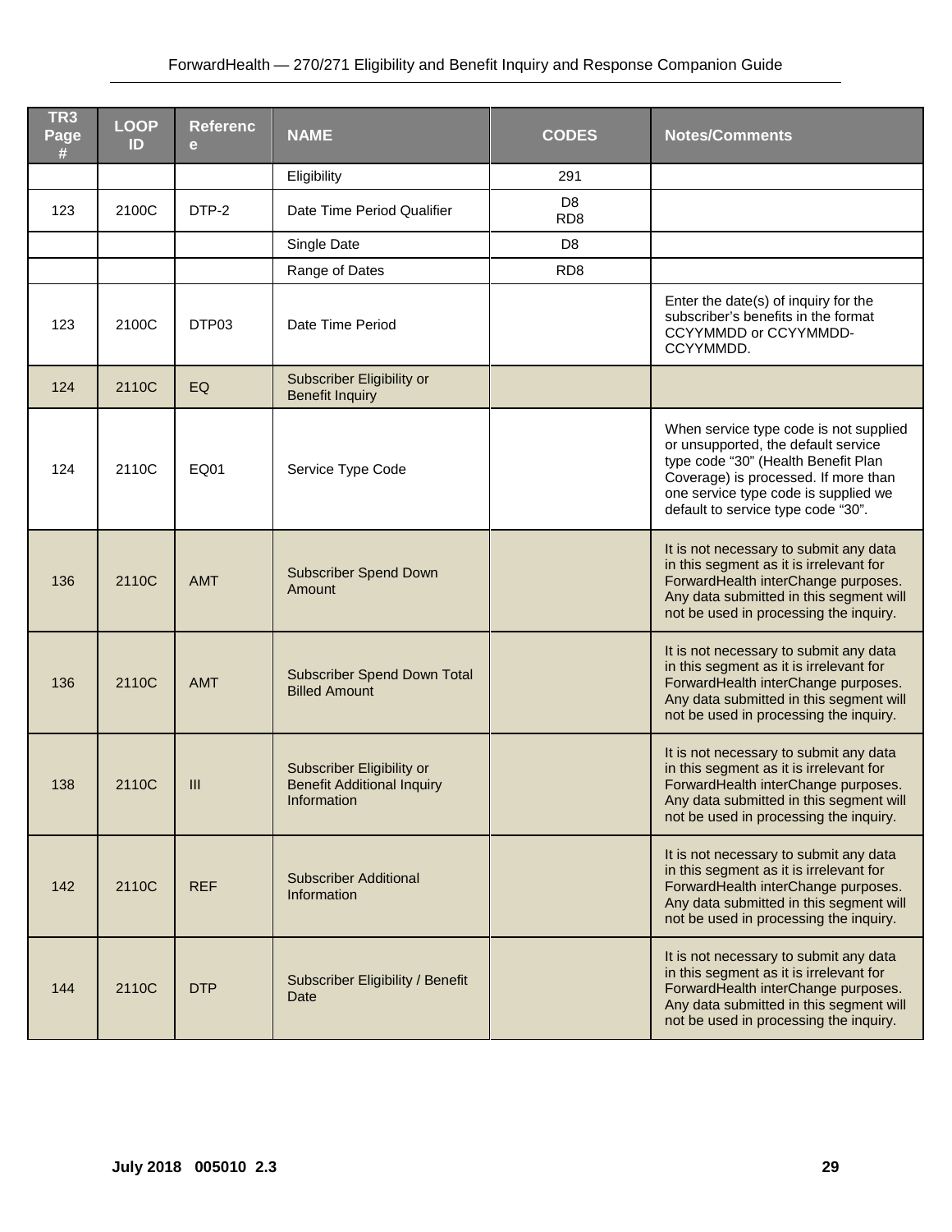| TR3 Page # | LOOP ID | Reference | NAME | CODES | Notes/Comments |
|---|---|---|---|---|---|
| | | | Eligibility | 291 | |
| 123 | 2100C | DTP-2 | Date Time Period Qualifier | D8<br>RD8 | |
| | | | Single Date | D8 | |
| | | | Range of Dates | RD8 | |
| 123 | 2100C | DTP03 | Date Time Period | | Enter the date(s) of inquiry for the subscriber's benefits in the format CCYYMMDD or CCYYMMDD-CCYYMMDD. |
| 124 | 2110C | EQ | Subscriber Eligibility or Benefit Inquiry | | |
| 124 | 2110C | EQ01 | Service Type Code | | When service type code is not supplied or unsupported, the default service type code "30" (Health Benefit Plan Coverage) is processed. If more than one service type code is supplied we default to service type code "30". |
| 136 | 2110C | AMT | Subscriber Spend Down Amount | | It is not necessary to submit any data in this segment as it is irrelevant for ForwardHealth interChange purposes. Any data submitted in this segment will not be used in processing the inquiry. |
| 136 | 2110C | AMT | Subscriber Spend Down Total Billed Amount | | It is not necessary to submit any data in this segment as it is irrelevant for ForwardHealth interChange purposes. Any data submitted in this segment will not be used in processing the inquiry. |
| 138 | 2110C | III | Subscriber Eligibility or Benefit Additional Inquiry Information | | It is not necessary to submit any data in this segment as it is irrelevant for ForwardHealth interChange purposes. Any data submitted in this segment will not be used in processing the inquiry. |
| 142 | 2110C | REF | Subscriber Additional Information | | It is not necessary to submit any data in this segment as it is irrelevant for ForwardHealth interChange purposes. Any data submitted in this segment will not be used in processing the inquiry. |
| 144 | 2110C | DTP | Subscriber Eligibility / Benefit Date | | It is not necessary to submit any data in this segment as it is irrelevant for ForwardHealth interChange purposes. Any data submitted in this segment will not be used in processing the inquiry. |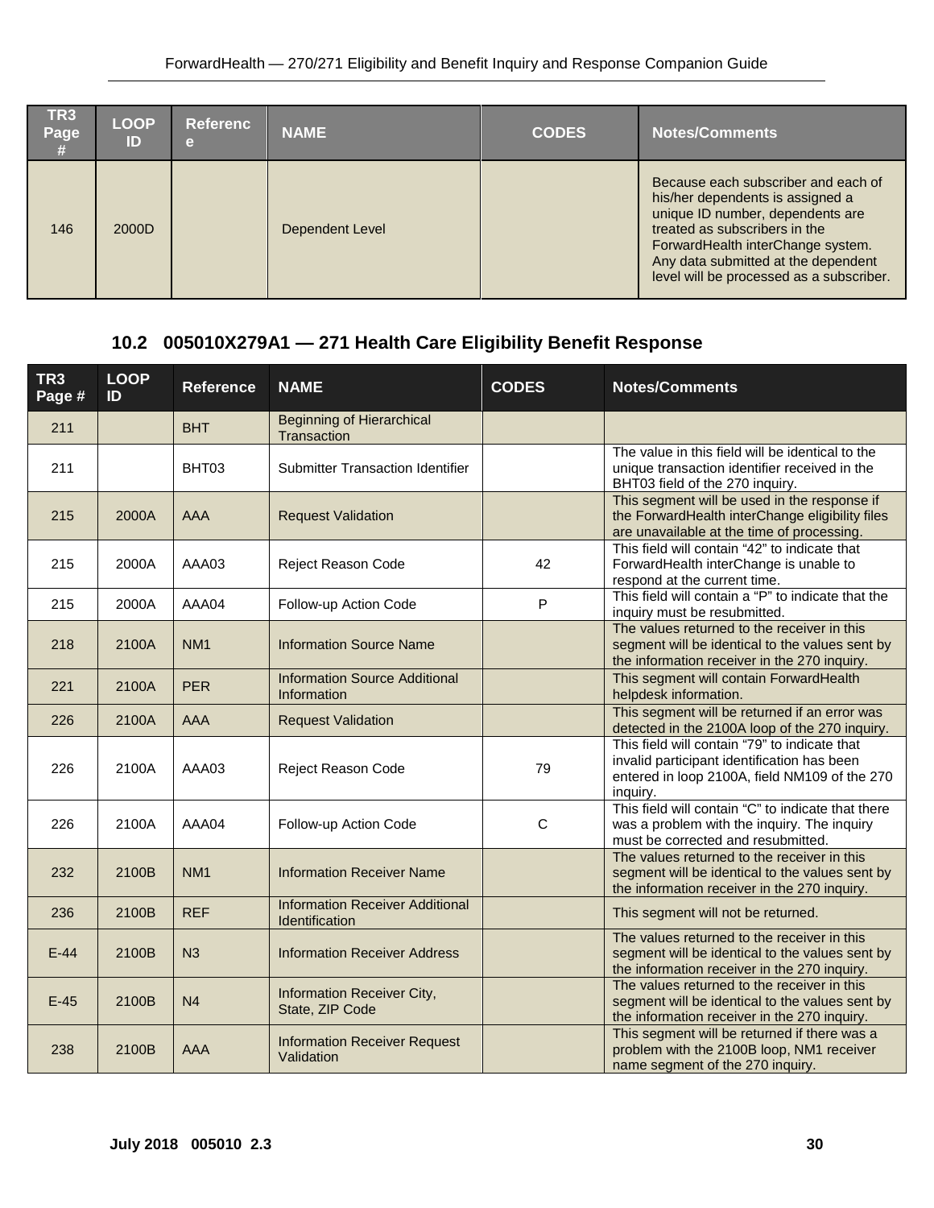| TR3 Page # | LOOP ID | Reference | NAME | CODES | Notes/Comments |
|---|---|---|---|---|---|
| 146 | 2000D | | Dependent Level | | Because each subscriber and each of his/her dependents is assigned a unique ID number, dependents are treated as subscribers in the ForwardHealth interChange system. Any data submitted at the dependent level will be processed as a subscriber. |

### 10.2 005010X279A1 — 271 Health Care Eligibility Benefit Response

| TR3 Page # | LOOP ID | Reference | NAME | CODES | Notes/Comments |
|---|---|---|---|---|---|
| 211 | | BHT | Beginning of Hierarchical Transaction | | |
| 211 | | BHT03 | Submitter Transaction Identifier | | The value in this field will be identical to the unique transaction identifier received in the BHT03 field of the 270 inquiry. |
| 215 | 2000A | AAA | Request Validation | | This segment will be used in the response if the ForwardHealth interChange eligibility files are unavailable at the time of processing. |
| 215 | 2000A | AAA03 | Reject Reason Code | 42 | This field will contain "42" to indicate that ForwardHealth interChange is unable to respond at the current time. |
| 215 | 2000A | AAA04 | Follow-up Action Code | P | This field will contain a "P" to indicate that the inquiry must be resubmitted. |
| 218 | 2100A | NM1 | Information Source Name | | The values returned to the receiver in this segment will be identical to the values sent by the information receiver in the 270 inquiry. |
| 221 | 2100A | PER | Information Source Additional Information | | This segment will contain ForwardHealth helpdesk information. |
| 226 | 2100A | AAA | Request Validation | | This segment will be returned if an error was detected in the 2100A loop of the 270 inquiry. |
| 226 | 2100A | AAA03 | Reject Reason Code | 79 | This field will contain "79" to indicate that invalid participant identification has been entered in loop 2100A, field NM109 of the 270 inquiry. |
| 226 | 2100A | AAA04 | Follow-up Action Code | C | This field will contain "C" to indicate that there was a problem with the inquiry. The inquiry must be corrected and resubmitted. |
| 232 | 2100B | NM1 | Information Receiver Name | | The values returned to the receiver in this segment will be identical to the values sent by the information receiver in the 270 inquiry. |
| 236 | 2100B | REF | Information Receiver Additional Identification | | This segment will not be returned. |
| E-44 | 2100B | N3 | Information Receiver Address | | The values returned to the receiver in this segment will be identical to the values sent by the information receiver in the 270 inquiry. |
| E-45 | 2100B | N4 | Information Receiver City, State, ZIP Code | | The values returned to the receiver in this segment will be identical to the values sent by the information receiver in the 270 inquiry. |
| 238 | 2100B | AAA | Information Receiver Request Validation | | This segment will be returned if there was a problem with the 2100B loop, NM1 receiver name segment of the 270 inquiry. |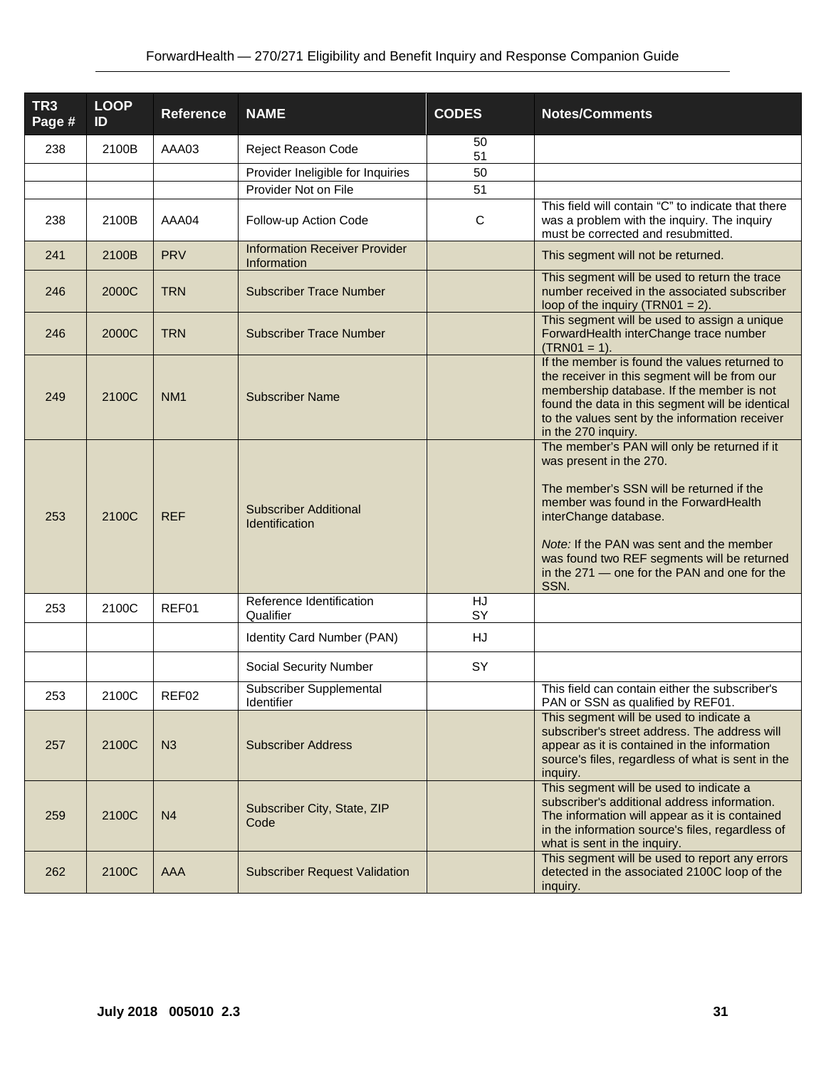| TR3 Page # | LOOP ID | Reference | NAME | CODES | Notes/Comments |
|---|---|---|---|---|---|
| 238 | 2100B | AAA03 | Reject Reason Code | 50<br>51 | |
| | | | Provider Ineligible for Inquiries | 50 | |
| | | | Provider Not on File | 51 | |
| 238 | 2100B | AAA04 | Follow-up Action Code | C | This field will contain "C" to indicate that there was a problem with the inquiry. The inquiry must be corrected and resubmitted. |
| 241 | 2100B | PRV | Information Receiver Provider Information | | This segment will not be returned. |
| 246 | 2000C | TRN | Subscriber Trace Number | | This segment will be used to return the trace number received in the associated subscriber loop of the inquiry (TRN01 = 2). |
| 246 | 2000C | TRN | Subscriber Trace Number | | This segment will be used to assign a unique ForwardHealth interChange trace number (TRN01 = 1). |
| 249 | 2100C | NM1 | Subscriber Name | | If the member is found the values returned to the receiver in this segment will be from our membership database. If the member is not found the data in this segment will be identical to the values sent by the information receiver in the 270 inquiry. |
| 253 | 2100C | REF | Subscriber Additional Identification | | The member's PAN will only be returned if it was present in the 270.<br><br>The member's SSN will be returned if the member was found in the ForwardHealth interChange database.<br><br>*Note:* If the PAN was sent and the member was found two REF segments will be returned in the 271 — one for the PAN and one for the SSN. |
| 253 | 2100C | REF01 | Reference Identification Qualifier | HJ<br>SY | |
| | | | Identity Card Number (PAN) | HJ | |
| | | | Social Security Number | SY | |
| 253 | 2100C | REF02 | Subscriber Supplemental Identifier | | This field can contain either the subscriber's PAN or SSN as qualified by REF01. |
| 257 | 2100C | N3 | Subscriber Address | | This segment will be used to indicate a subscriber's street address. The address will appear as it is contained in the information source's files, regardless of what is sent in the inquiry. |
| 259 | 2100C | N4 | Subscriber City, State, ZIP Code | | This segment will be used to indicate a subscriber's additional address information. The information will appear as it is contained in the information source's files, regardless of what is sent in the inquiry. |
| 262 | 2100C | AAA | Subscriber Request Validation | | This segment will be used to report any errors detected in the associated 2100C loop of the inquiry. |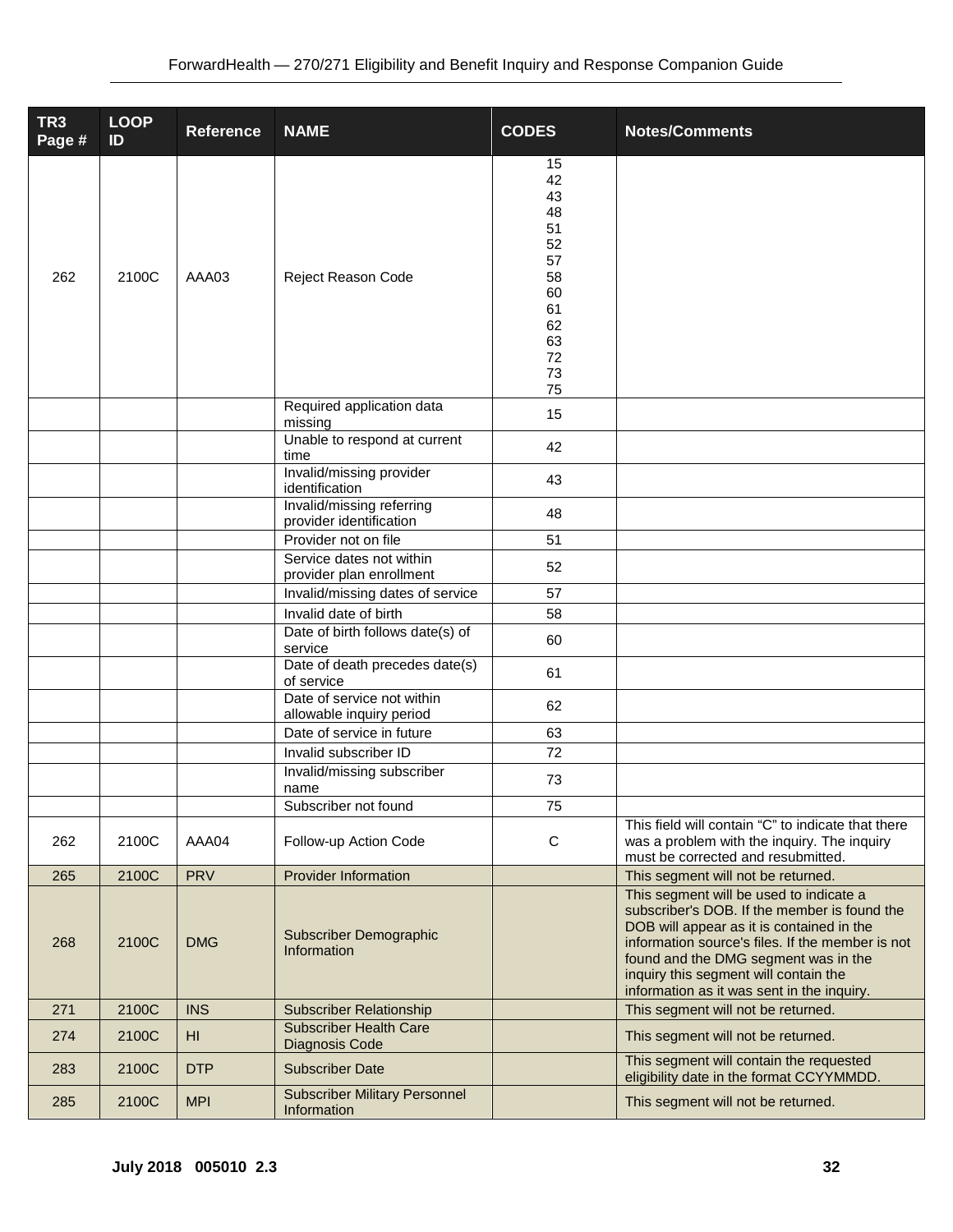| TR3 Page # | LOOP ID | Reference | NAME | CODES | Notes/Comments |
|---|---|---|---|---|---|
| 262 | 2100C | AAA03 | Reject Reason Code | 15<br>42<br>43<br>48<br>51<br>52<br>57<br>58<br>60<br>61<br>62<br>63<br>72<br>73<br>75 | |
| | | | Required application data missing | 15 | |
| | | | Unable to respond at current time | 42 | |
| | | | Invalid/missing provider identification | 43 | |
| | | | Invalid/missing referring provider identification | 48 | |
| | | | Provider not on file | 51 | |
| | | | Service dates not within provider plan enrollment | 52 | |
| | | | Invalid/missing dates of service | 57 | |
| | | | Invalid date of birth | 58 | |
| | | | Date of birth follows date(s) of service | 60 | |
| | | | Date of death precedes date(s) of service | 61 | |
| | | | Date of service not within allowable inquiry period | 62 | |
| | | | Date of service in future | 63 | |
| | | | Invalid subscriber ID | 72 | |
| | | | Invalid/missing subscriber name | 73 | |
| | | | Subscriber not found | 75 | |
| 262 | 2100C | AAA04 | Follow-up Action Code | C | This field will contain "C" to indicate that there was a problem with the inquiry. The inquiry must be corrected and resubmitted. |
| 265 | 2100C | PRV | Provider Information | | This segment will not be returned. |
| 268 | 2100C | DMG | Subscriber Demographic Information | | This segment will be used to indicate a subscriber's DOB. If the member is found the DOB will appear as it is contained in the information source's files. If the member is not found and the DMG segment was in the inquiry this segment will contain the information as it was sent in the inquiry. |
| 271 | 2100C | INS | Subscriber Relationship | | This segment will not be returned. |
| 274 | 2100C | HI | Subscriber Health Care Diagnosis Code | | This segment will not be returned. |
| 283 | 2100C | DTP | Subscriber Date | | This segment will contain the requested eligibility date in the format CCYYMMDD. |
| 285 | 2100C | MPI | Subscriber Military Personnel Information | | This segment will not be returned. |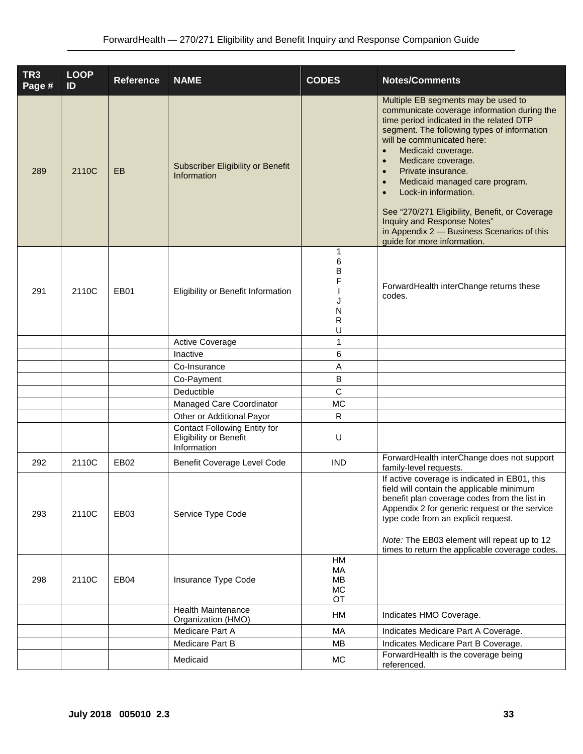| TR3 Page # | LOOP ID | Reference | NAME | CODES | Notes/Comments |
|---|---|---|---|---|---|
| 289 | 2110C | EB | Subscriber Eligibility or Benefit Information | | Multiple EB segments may be used to communicate coverage information during the time period indicated in the related DTP segment. The following types of information will be communicated here:<br>• Medicaid coverage.<br>• Medicare coverage.<br>• Private insurance.<br>• Medicaid managed care program.<br>• Lock-in information.<br><br>See "270/271 Eligibility, Benefit, or Coverage Inquiry and Response Notes" in Appendix 2 — Business Scenarios of this guide for more information. |
| 291 | 2110C | EB01 | Eligibility or Benefit Information | 1<br>6<br>B<br>F<br>I<br>J<br>N<br>R<br>U | ForwardHealth interChange returns these codes. |
| | | | Active Coverage | 1 | |
| | | | Inactive | 6 | |
| | | | Co-Insurance | A | |
| | | | Co-Payment | B | |
| | | | Deductible | C | |
| | | | Managed Care Coordinator | MC | |
| | | | Other or Additional Payor | R | |
| | | | Contact Following Entity for Eligibility or Benefit Information | U | |
| 292 | 2110C | EB02 | Benefit Coverage Level Code | IND | ForwardHealth interChange does not support family-level requests. |
| 293 | 2110C | EB03 | Service Type Code | | If active coverage is indicated in EB01, this field will contain the applicable minimum benefit plan coverage codes from the list in Appendix 2 for generic request or the service type code from an explicit request.<br><br>*Note:* The EB03 element will repeat up to 12 times to return the applicable coverage codes. |
| 298 | 2110C | EB04 | Insurance Type Code | HM<br>MA<br>MB<br>MC<br>OT | |
| | | | Health Maintenance Organization (HMO) | HM | Indicates HMO Coverage. |
| | | | Medicare Part A | MA | Indicates Medicare Part A Coverage. |
| | | | Medicare Part B | MB | Indicates Medicare Part B Coverage. |
| | | | Medicaid | MC | ForwardHealth is the coverage being referenced. |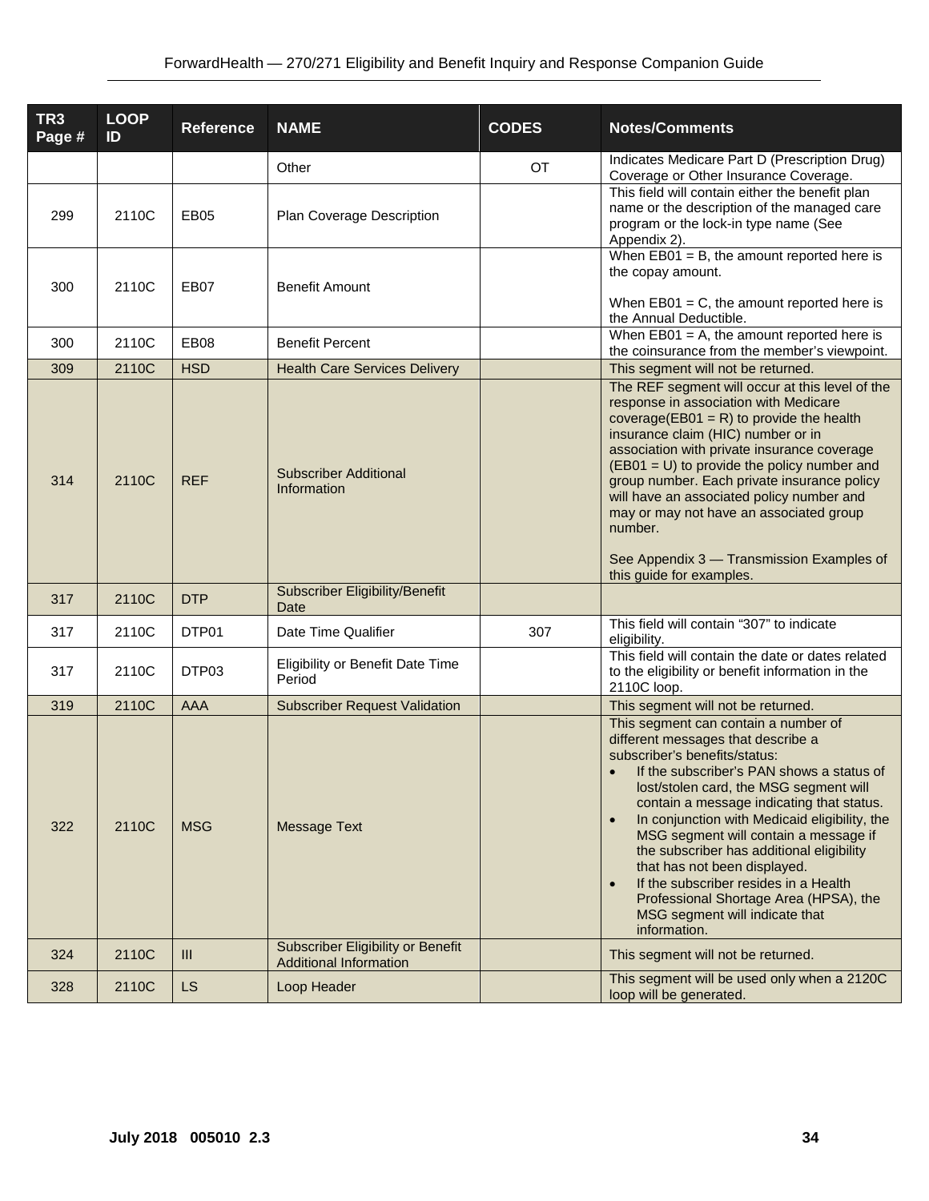| TR3 Page # | LOOP ID | Reference | NAME | CODES | Notes/Comments |
|---|---|---|---|---|---|
| | | | Other | OT | Indicates Medicare Part D (Prescription Drug) Coverage or Other Insurance Coverage. |
| 299 | 2110C | EB05 | Plan Coverage Description | | This field will contain either the benefit plan name or the description of the managed care program or the lock-in type name (See Appendix 2). |
| 300 | 2110C | EB07 | Benefit Amount | | When EB01 = B, the amount reported here is the copay amount.<br><br>When EB01 = C, the amount reported here is the Annual Deductible. |
| 300 | 2110C | EB08 | Benefit Percent | | When EB01 = A, the amount reported here is the coinsurance from the member's viewpoint. |
| 309 | 2110C | HSD | Health Care Services Delivery | | This segment will not be returned. |
| 314 | 2110C | REF | Subscriber Additional Information | | The REF segment will occur at this level of the response in association with Medicare coverage(EB01 = R) to provide the health insurance claim (HIC) number or in association with private insurance coverage (EB01 = U) to provide the policy number and group number. Each private insurance policy will have an associated policy number and may or may not have an associated group number.<br><br>See Appendix 3 — Transmission Examples of this guide for examples. |
| 317 | 2110C | DTP | Subscriber Eligibility/Benefit Date | | |
| 317 | 2110C | DTP01 | Date Time Qualifier | 307 | This field will contain "307" to indicate eligibility. |
| 317 | 2110C | DTP03 | Eligibility or Benefit Date Time Period | | This field will contain the date or dates related to the eligibility or benefit information in the 2110C loop. |
| 319 | 2110C | AAA | Subscriber Request Validation | | This segment will not be returned. |
| 322 | 2110C | MSG | Message Text | | This segment can contain a number of different messages that describe a subscriber's benefits/status:<br>• If the subscriber's PAN shows a status of lost/stolen card, the MSG segment will contain a message indicating that status.<br>• In conjunction with Medicaid eligibility, the MSG segment will contain a message if the subscriber has additional eligibility that has not been displayed.<br>• If the subscriber resides in a Health Professional Shortage Area (HPSA), the MSG segment will indicate that information. |
| 324 | 2110C | III | Subscriber Eligibility or Benefit Additional Information | | This segment will not be returned. |
| 328 | 2110C | LS | Loop Header | | This segment will be used only when a 2120C loop will be generated. |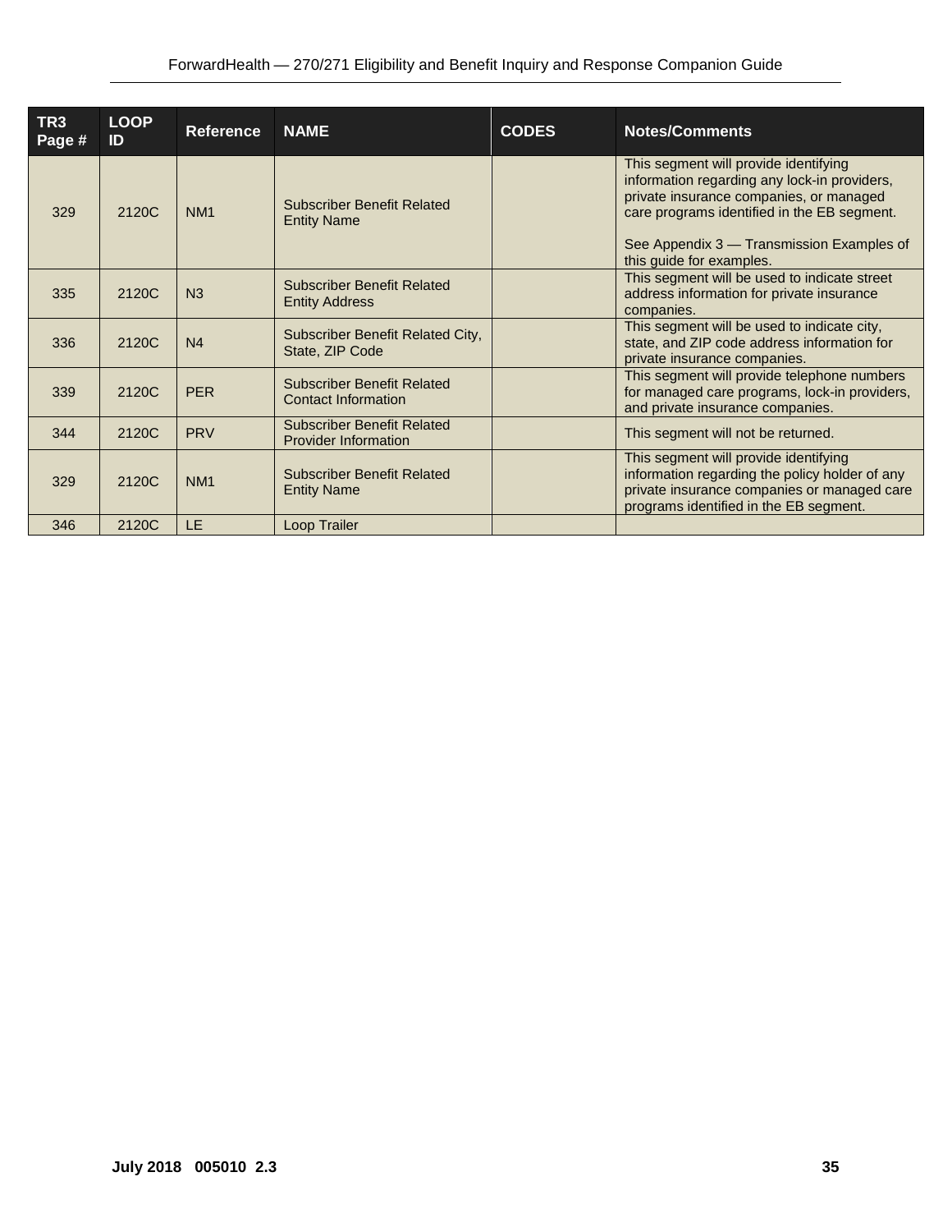| TR3 Page # | LOOP ID | Reference | NAME | CODES | Notes/Comments |
|---|---|---|---|---|---|
| 329 | 2120C | NM1 | Subscriber Benefit Related Entity Name | | This segment will provide identifying information regarding any lock-in providers, private insurance companies, or managed care programs identified in the EB segment.<br><br>See Appendix 3 — Transmission Examples of this guide for examples. |
| 335 | 2120C | N3 | Subscriber Benefit Related Entity Address | | This segment will be used to indicate street address information for private insurance companies. |
| 336 | 2120C | N4 | Subscriber Benefit Related City, State, ZIP Code | | This segment will be used to indicate city, state, and ZIP code address information for private insurance companies. |
| 339 | 2120C | PER | Subscriber Benefit Related Contact Information | | This segment will provide telephone numbers for managed care programs, lock-in providers, and private insurance companies. |
| 344 | 2120C | PRV | Subscriber Benefit Related Provider Information | | This segment will not be returned. |
| 329 | 2120C | NM1 | Subscriber Benefit Related Entity Name | | This segment will provide identifying information regarding the policy holder of any private insurance companies or managed care programs identified in the EB segment. |
| 346 | 2120C | LE | Loop Trailer | | |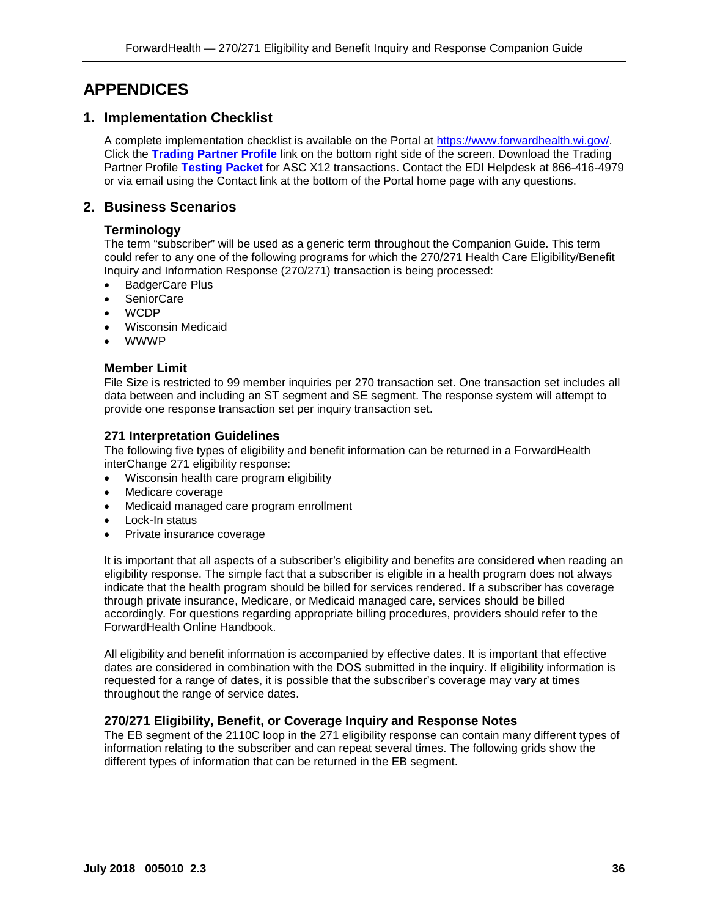# APPENDICES

## 1. Implementation Checklist

A complete implementation checklist is available on the Portal at https://www.forwardhealth.wi.gov/. Click the **Trading Partner Profile** link on the bottom right side of the screen. Download the Trading Partner Profile **Testing Packet** for ASC X12 transactions. Contact the EDI Helpdesk at 866-416-4979 or via email using the Contact link at the bottom of the Portal home page with any questions.

## 2. Business Scenarios

### Terminology

The term "subscriber" will be used as a generic term throughout the Companion Guide. This term could refer to any one of the following programs for which the 270/271 Health Care Eligibility/Benefit Inquiry and Information Response (270/271) transaction is being processed:

- BadgerCare Plus
- SeniorCare
- WCDP
- Wisconsin Medicaid
- WWWP

### Member Limit

File Size is restricted to 99 member inquiries per 270 transaction set. One transaction set includes all data between and including an ST segment and SE segment. The response system will attempt to provide one response transaction set per inquiry transaction set.

### 271 Interpretation Guidelines

The following five types of eligibility and benefit information can be returned in a ForwardHealth interChange 271 eligibility response:

- Wisconsin health care program eligibility
- Medicare coverage
- Medicaid managed care program enrollment
- Lock-In status
- Private insurance coverage

It is important that all aspects of a subscriber's eligibility and benefits are considered when reading an eligibility response. The simple fact that a subscriber is eligible in a health program does not always indicate that the health program should be billed for services rendered. If a subscriber has coverage through private insurance, Medicare, or Medicaid managed care, services should be billed accordingly. For questions regarding appropriate billing procedures, providers should refer to the ForwardHealth Online Handbook.

All eligibility and benefit information is accompanied by effective dates. It is important that effective dates are considered in combination with the DOS submitted in the inquiry. If eligibility information is requested for a range of dates, it is possible that the subscriber's coverage may vary at times throughout the range of service dates.

### 270/271 Eligibility, Benefit, or Coverage Inquiry and Response Notes

The EB segment of the 2110C loop in the 271 eligibility response can contain many different types of information relating to the subscriber and can repeat several times. The following grids show the different types of information that can be returned in the EB segment.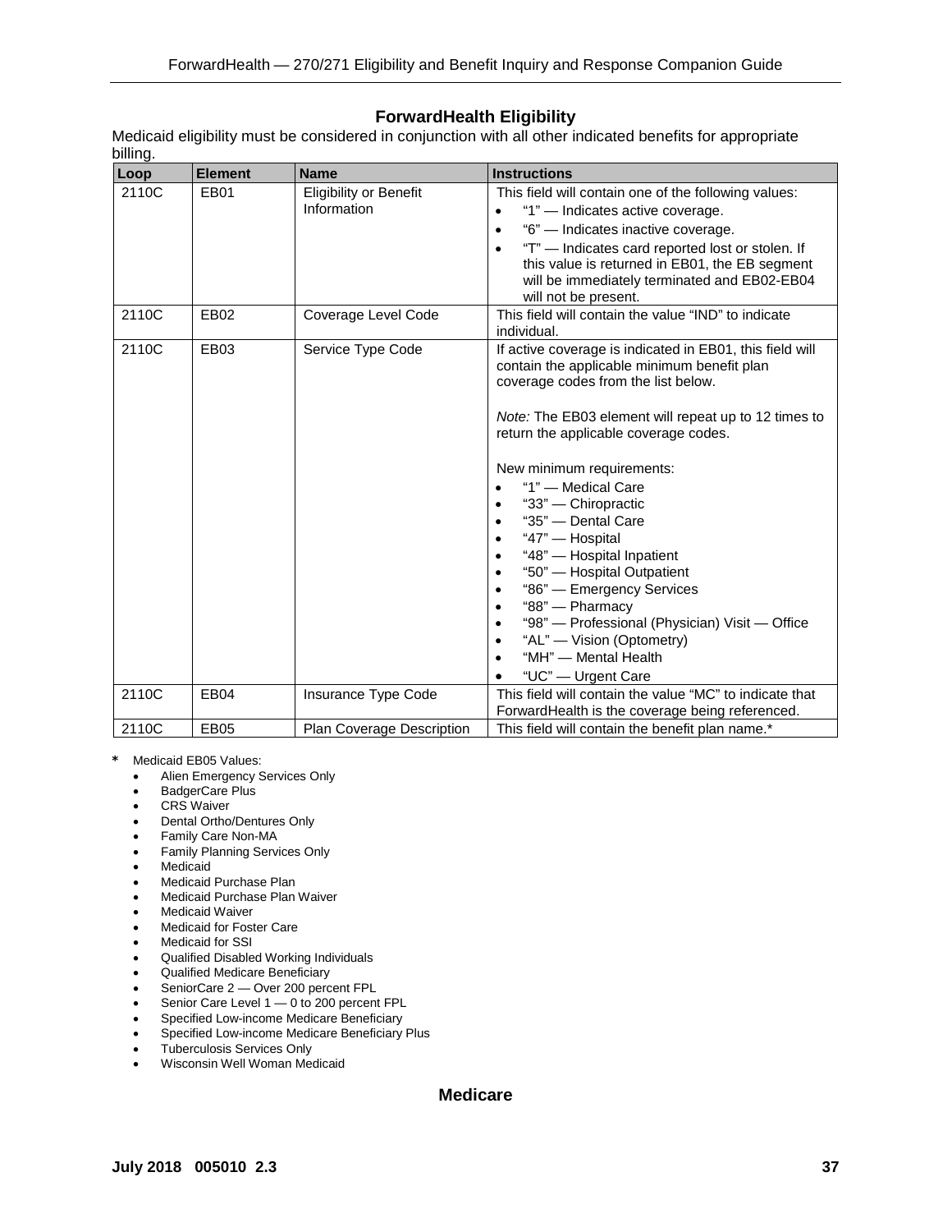## ForwardHealth Eligibility

Medicaid eligibility must be considered in conjunction with all other indicated benefits for appropriate billing.

| Loop | Element | Name | Instructions |
|---|---|---|---|
| 2110C | EB01 | Eligibility or Benefit Information | This field will contain one of the following values:<br>• "1" — Indicates active coverage.<br>• "6" — Indicates inactive coverage.<br>• "T" — Indicates card reported lost or stolen. If this value is returned in EB01, the EB segment will be immediately terminated and EB02-EB04 will not be present. |
| 2110C | EB02 | Coverage Level Code | This field will contain the value "IND" to indicate individual. |
| 2110C | EB03 | Service Type Code | If active coverage is indicated in EB01, this field will contain the applicable minimum benefit plan coverage codes from the list below.<br><br>*Note:* The EB03 element will repeat up to 12 times to return the applicable coverage codes.<br><br>New minimum requirements:<br>• "1" — Medical Care<br>• "33" — Chiropractic<br>• "35" — Dental Care<br>• "47" — Hospital<br>• "48" — Hospital Inpatient<br>• "50" — Hospital Outpatient<br>• "86" — Emergency Services<br>• "88" — Pharmacy<br>• "98" — Professional (Physician) Visit — Office<br>• "AL" — Vision (Optometry)<br>• "MH" — Mental Health<br>• "UC" — Urgent Care |
| 2110C | EB04 | Insurance Type Code | This field will contain the value "MC" to indicate that ForwardHealth is the coverage being referenced. |
| 2110C | EB05 | Plan Coverage Description | This field will contain the benefit plan name.* |

\* Medicaid EB05 Values:

- Alien Emergency Services Only
- BadgerCare Plus
- CRS Waiver
- Dental Ortho/Dentures Only
- Family Care Non-MA
- Family Planning Services Only
- Medicaid
- Medicaid Purchase Plan
- Medicaid Purchase Plan Waiver
- Medicaid Waiver
- Medicaid for Foster Care
- Medicaid for SSI
- Qualified Disabled Working Individuals
- Qualified Medicare Beneficiary
- SeniorCare 2 — Over 200 percent FPL
- Senior Care Level 1 — 0 to 200 percent FPL
- Specified Low-income Medicare Beneficiary
- Specified Low-income Medicare Beneficiary Plus
- Tuberculosis Services Only
- Wisconsin Well Woman Medicaid

## Medicare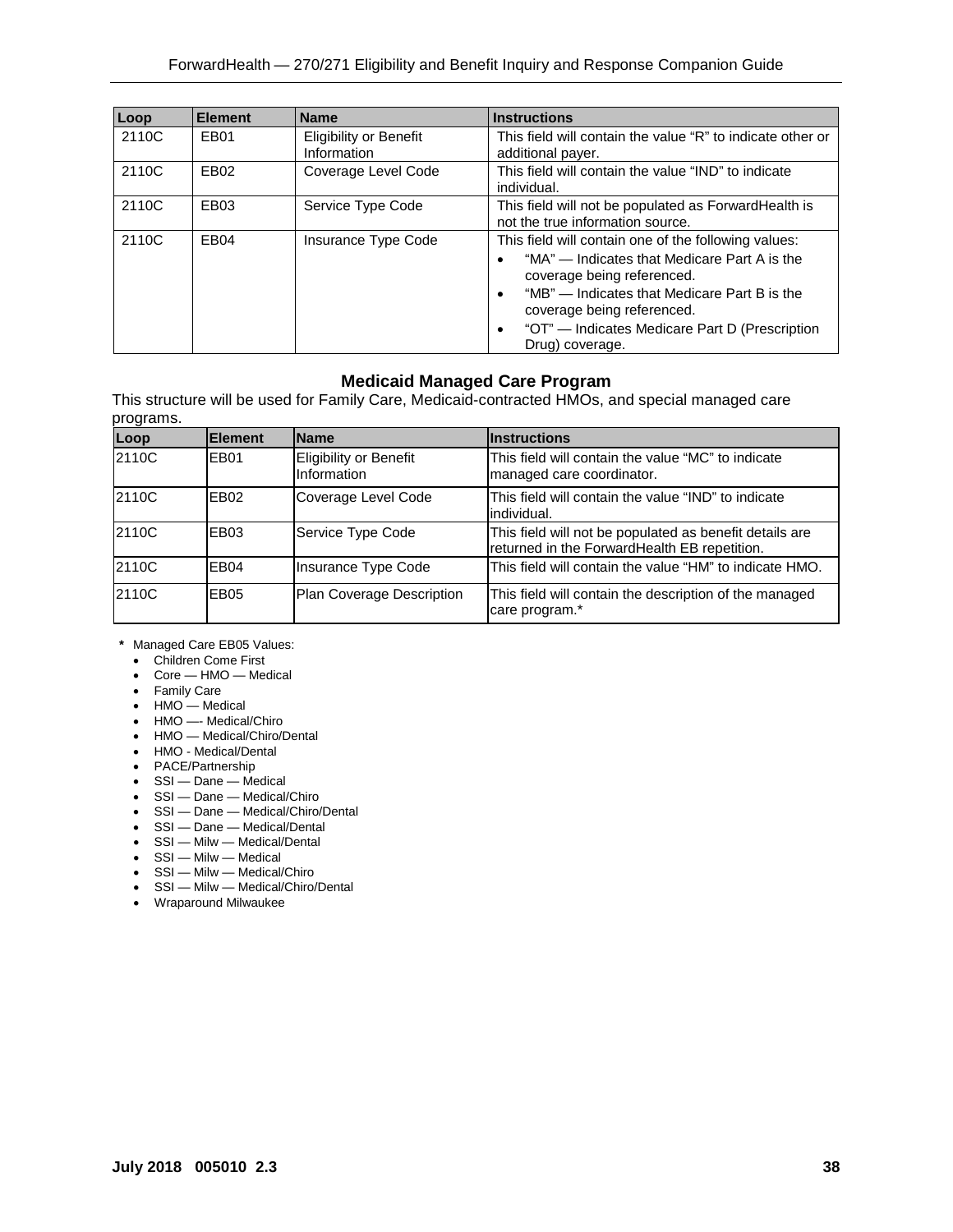| Loop | Element | Name | Instructions |
|---|---|---|---|
| 2110C | EB01 | Eligibility or Benefit Information | This field will contain the value “R” to indicate other or additional payer. |
| 2110C | EB02 | Coverage Level Code | This field will contain the value “IND” to indicate individual. |
| 2110C | EB03 | Service Type Code | This field will not be populated as ForwardHealth is not the true information source. |
| 2110C | EB04 | Insurance Type Code | This field will contain one of the following values:<br>• “MA” — Indicates that Medicare Part A is the coverage being referenced.<br>• “MB” — Indicates that Medicare Part B is the coverage being referenced.<br>• “OT” — Indicates Medicare Part D (Prescription Drug) coverage. |

### Medicaid Managed Care Program

This structure will be used for Family Care, Medicaid-contracted HMOs, and special managed care programs.

| Loop | Element | Name | Instructions |
|---|---|---|---|
| 2110C | EB01 | Eligibility or Benefit Information | This field will contain the value “MC” to indicate managed care coordinator. |
| 2110C | EB02 | Coverage Level Code | This field will contain the value “IND” to indicate individual. |
| 2110C | EB03 | Service Type Code | This field will not be populated as benefit details are returned in the ForwardHealth EB repetition. |
| 2110C | EB04 | Insurance Type Code | This field will contain the value “HM” to indicate HMO. |
| 2110C | EB05 | Plan Coverage Description | This field will contain the description of the managed care program.* |

**\*** Managed Care EB05 Values:

- Children Come First
- Core — HMO — Medical
- Family Care
- HMO — Medical
- HMO —- Medical/Chiro
- HMO — Medical/Chiro/Dental
- HMO - Medical/Dental
- PACE/Partnership
- SSI — Dane — Medical
- SSI — Dane — Medical/Chiro
- SSI — Dane — Medical/Chiro/Dental
- SSI — Dane — Medical/Dental
- SSI — Milw — Medical/Dental
- SSI — Milw — Medical
- SSI — Milw — Medical/Chiro
- SSI — Milw — Medical/Chiro/Dental
- Wraparound Milwaukee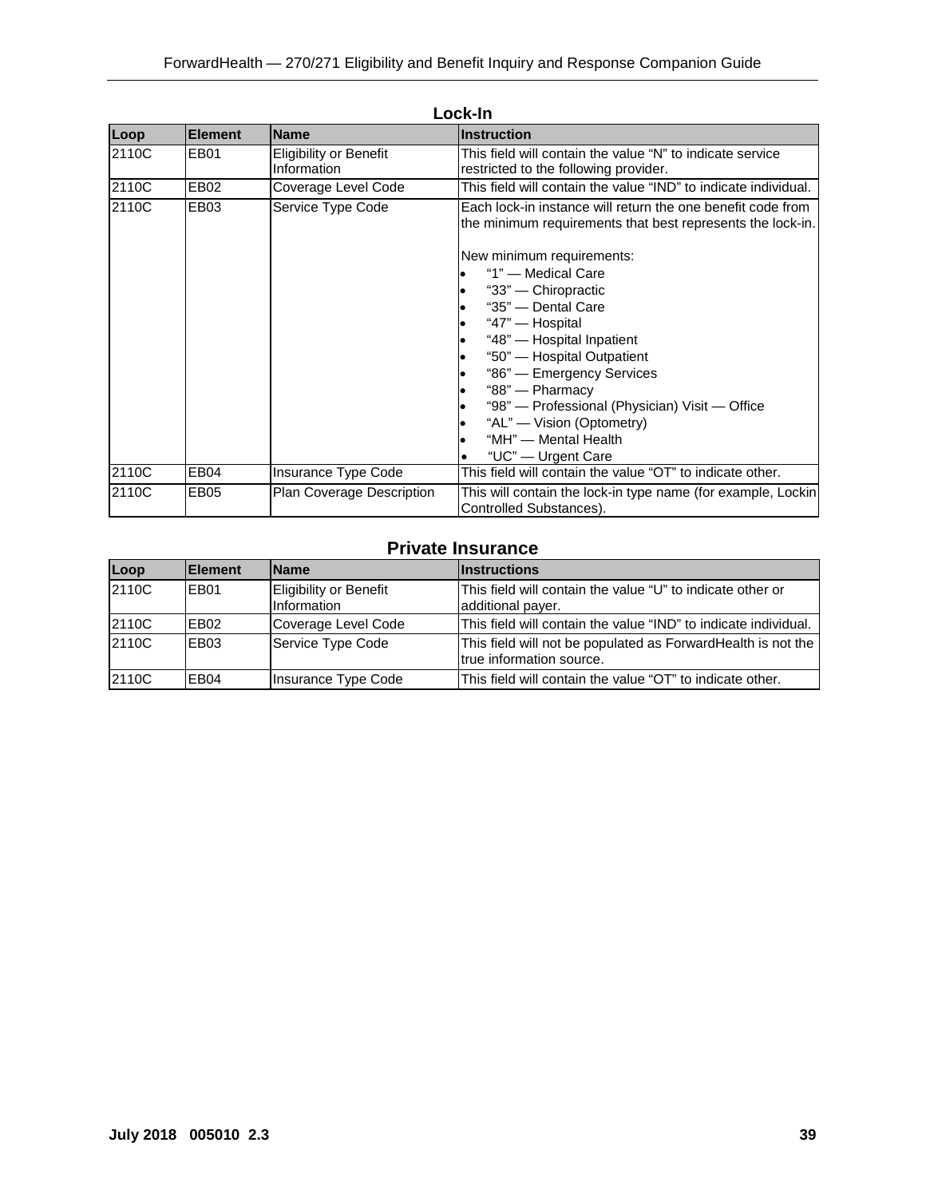### Lock-In

| Loop | Element | Name | Instruction |
|---|---|---|---|
| 2110C | EB01 | Eligibility or Benefit Information | This field will contain the value "N" to indicate service restricted to the following provider. |
| 2110C | EB02 | Coverage Level Code | This field will contain the value "IND" to indicate individual. |
| 2110C | EB03 | Service Type Code | Each lock-in instance will return the one benefit code from the minimum requirements that best represents the lock-in.<br><br>New minimum requirements:<br>• "1" — Medical Care<br>• "33" — Chiropractic<br>• "35" — Dental Care<br>• "47" — Hospital<br>• "48" — Hospital Inpatient<br>• "50" — Hospital Outpatient<br>• "86" — Emergency Services<br>• "88" — Pharmacy<br>• "98" — Professional (Physician) Visit — Office<br>• "AL" — Vision (Optometry)<br>• "MH" — Mental Health<br>• "UC" — Urgent Care |
| 2110C | EB04 | Insurance Type Code | This field will contain the value "OT" to indicate other. |
| 2110C | EB05 | Plan Coverage Description | This will contain the lock-in type name (for example, Lockin Controlled Substances). |

### Private Insurance

| Loop | Element | Name | Instructions |
|---|---|---|---|
| 2110C | EB01 | Eligibility or Benefit Information | This field will contain the value "U" to indicate other or additional payer. |
| 2110C | EB02 | Coverage Level Code | This field will contain the value "IND" to indicate individual. |
| 2110C | EB03 | Service Type Code | This field will not be populated as ForwardHealth is not the true information source. |
| 2110C | EB04 | Insurance Type Code | This field will contain the value "OT" to indicate other. |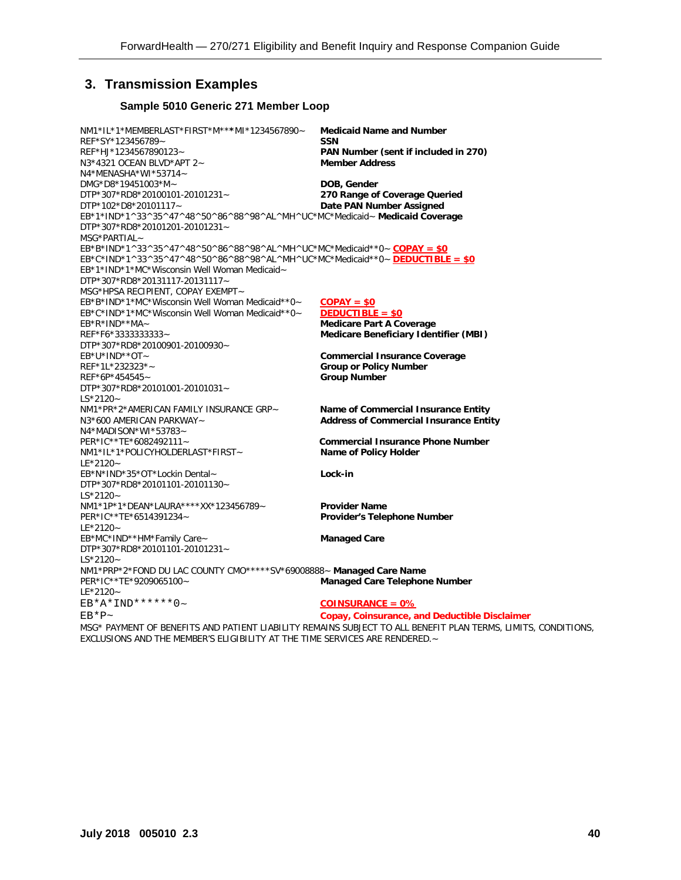## 3. Transmission Examples

### Sample 5010 Generic 271 Member Loop

| | |
|---|---|
| NM1*IL*1*MEMBERLAST*FIRST*M***MI*1234567890~ | **Medicaid Name and Number** |
| REF*SY*123456789~ | **SSN** |
| REF*HJ*1234567890123~ | **PAN Number (sent if included in 270)** |
| N3*4321 OCEAN BLVD*APT 2~ | **Member Address** |
| N4*MENASHA*WI*53714~ | |
| DMG*D8*19451003*M~ | **DOB, Gender** |
| DTP*307*RD8*20100101-20101231~ | **270 Range of Coverage Queried** |
| DTP*102*D8*20101117~ | **Date PAN Number Assigned** |
| EB*1*IND*1^33^35^47^48^50^86^88^98^AL^MH^UC*MC*Medicaid~ | **Medicaid Coverage** |
| DTP*307*RD8*20101201-20101231~ | |
| MSG*PARTIAL~ | |
| EB*B*IND*1^33^35^47^48^50^86^88^98^AL^MH^UC*MC*Medicaid**0~ | **COPAY = $0** |
| EB*C*IND*1^33^35^47^48^50^86^88^98^AL^MH^UC*MC*Medicaid**0~ | **DEDUCTIBLE = $0** |
| EB*1*IND*1*MC*Wisconsin Well Woman Medicaid~ | |
| DTP*307*RD8*20131117-20131117~ | |
| MSG*HPSA RECIPIENT, COPAY EXEMPT~ | |
| EB*B*IND*1*MC*Wisconsin Well Woman Medicaid**0~ | **COPAY = $0** |
| EB*C*IND*1*MC*Wisconsin Well Woman Medicaid**0~ | **DEDUCTIBLE = $0** |
| EB*R*IND**MA~ | **Medicare Part A Coverage** |
| REF*F6*3333333333~ | **Medicare Beneficiary Identifier (MBI)** |
| DTP*307*RD8*20100901-20100930~ | |
| EB*U*IND**OT~ | **Commercial Insurance Coverage** |
| REF*1L*232323*~ | **Group or Policy Number** |
| REF*6P*454545~ | **Group Number** |
| DTP*307*RD8*20101001-20101031~ | |
| LS*2120~ | |
| NM1*PR*2*AMERICAN FAMILY INSURANCE GRP~ | **Name of Commercial Insurance Entity** |
| N3*600 AMERICAN PARKWAY~ | **Address of Commercial Insurance Entity** |
| N4*MADISON*WI*53783~ | |
| PER*IC**TE*6082492111~ | **Commercial Insurance Phone Number** |
| NM1*IL*1*POLICYHOLDERLAST*FIRST~ | **Name of Policy Holder** |
| LE*2120~ | |
| EB*N*IND*35*OT*Lockin Dental~ | **Lock-in** |
| DTP*307*RD8*20101101-20101130~ | |
| LS*2120~ | |
| NM1*1P*1*DEAN*LAURA****XX*123456789~ | **Provider Name** |
| PER*IC**TE*6514391234~ | **Provider's Telephone Number** |
| LE*2120~ | |
| EB*MC*IND**HM*Family Care~ | **Managed Care** |
| DTP*307*RD8*20101101-20101231~ | |
| LS*2120~ | |
| NM1*PRP*2*FOND DU LAC COUNTY CMO*****SV*69008888~ | **Managed Care Name** |
| PER*IC**TE*9209065100~ | **Managed Care Telephone Number** |
| LE*2120~ | |
| EB*A*IND******0~ | **COINSURANCE = 0%** |
| EB*P~ | **Copay, Coinsurance, and Deductible Disclaimer** |

MSG* PAYMENT OF BENEFITS AND PATIENT LIABILITY REMAINS SUBJECT TO ALL BENEFIT PLAN TERMS, LIMITS, CONDITIONS, EXCLUSIONS AND THE MEMBER'S ELIGIBILITY AT THE TIME SERVICES ARE RENDERED.~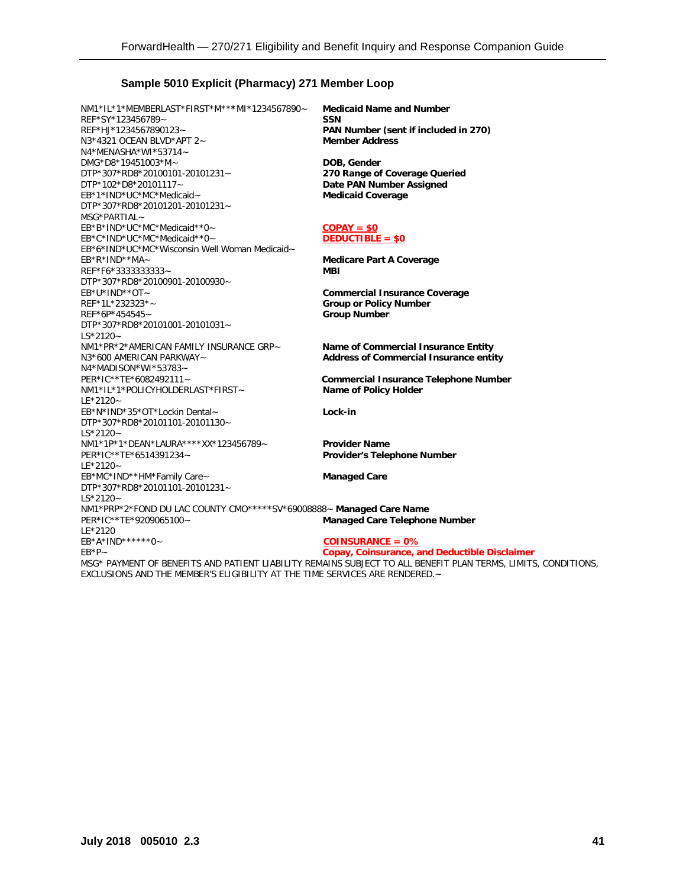### Sample 5010 Explicit (Pharmacy) 271 Member Loop

| | |
|---|---|
| NM1*IL*1*MEMBERLAST*FIRST*M***MI*1234567890~ | **Medicaid Name and Number** |
| REF*SY*123456789~ | **SSN** |
| REF*HJ*1234567890123~ | **PAN Number (sent if included in 270)** |
| N3*4321 OCEAN BLVD*APT 2~ | **Member Address** |
| N4*MENASHA*WI*53714~ | |
| DMG*D8*19451003*M~ | **DOB, Gender** |
| DTP*307*RD8*20100101-20101231~ | **270 Range of Coverage Queried** |
| DTP*102*D8*20101117~ | **Date PAN Number Assigned** |
| EB*1*IND*UC*MC*Medicaid~ | **Medicaid Coverage** |
| DTP*307*RD8*20101201-20101231~ | |
| MSG*PARTIAL~ | |
| EB*B*IND*UC*MC*Medicaid**0~ | **COPAY = $0** |
| EB*C*IND*UC*MC*Medicaid**0~ | **DEDUCTIBLE = $0** |
| EB*6*IND*UC*MC*Wisconsin Well Woman Medicaid~ | |
| EB*R*IND**MA~ | **Medicare Part A Coverage** |
| REF*F6*3333333333~ | **MBI** |
| DTP*307*RD8*20100901-20100930~ | |
| EB*U*IND**OT~ | **Commercial Insurance Coverage** |
| REF*1L*232323*~ | **Group or Policy Number** |
| REF*6P*454545~ | **Group Number** |
| DTP*307*RD8*20101001-20101031~ | |
| LS*2120~ | |
| NM1*PR*2*AMERICAN FAMILY INSURANCE GRP~ | **Name of Commercial Insurance Entity** |
| N3*600 AMERICAN PARKWAY~ | **Address of Commercial Insurance entity** |
| N4*MADISON*WI*53783~ | |
| PER*IC**TE*6082492111~ | **Commercial Insurance Telephone Number** |
| NM1*IL*1*POLICYHOLDERLAST*FIRST~ | **Name of Policy Holder** |
| LE*2120~ | |
| EB*N*IND*35*OT*Lockin Dental~ | **Lock-in** |
| DTP*307*RD8*20101101-20101130~ | |
| LS*2120~ | |
| NM1*1P*1*DEAN*LAURA****XX*123456789~ | **Provider Name** |
| PER*IC**TE*6514391234~ | **Provider's Telephone Number** |
| LE*2120~ | |
| EB*MC*IND**HM*Family Care~ | **Managed Care** |
| DTP*307*RD8*20101101-20101231~ | |
| LS*2120~ | |
| NM1*PRP*2*FOND DU LAC COUNTY CMO*****SV*69008888~ | **Managed Care Name** |
| PER*IC**TE*9209065100~ | **Managed Care Telephone Number** |
| LE*2120 | |
| EB*A*IND******0~ | **COINSURANCE = 0%** |
| EB*P~ | **Copay, Coinsurance, and Deductible Disclaimer** |

MSG* PAYMENT OF BENEFITS AND PATIENT LIABILITY REMAINS SUBJECT TO ALL BENEFIT PLAN TERMS, LIMITS, CONDITIONS, EXCLUSIONS AND THE MEMBER'S ELIGIBILITY AT THE TIME SERVICES ARE RENDERED.~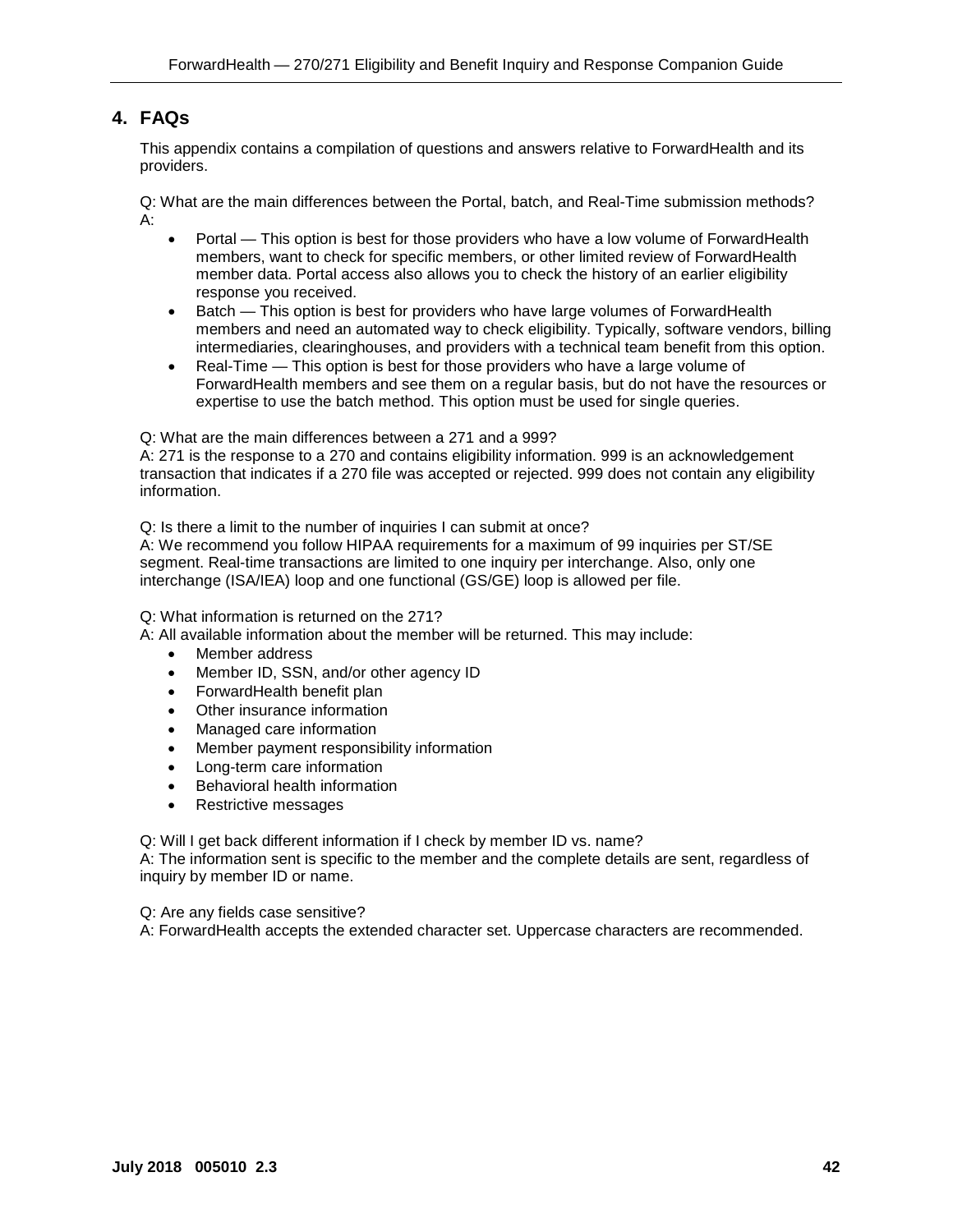## 4. FAQs

This appendix contains a compilation of questions and answers relative to ForwardHealth and its providers.

Q: What are the main differences between the Portal, batch, and Real-Time submission methods?
A:

- Portal — This option is best for those providers who have a low volume of ForwardHealth members, want to check for specific members, or other limited review of ForwardHealth member data. Portal access also allows you to check the history of an earlier eligibility response you received.
- Batch — This option is best for providers who have large volumes of ForwardHealth members and need an automated way to check eligibility. Typically, software vendors, billing intermediaries, clearinghouses, and providers with a technical team benefit from this option.
- Real-Time — This option is best for those providers who have a large volume of ForwardHealth members and see them on a regular basis, but do not have the resources or expertise to use the batch method. This option must be used for single queries.

Q: What are the main differences between a 271 and a 999?
A: 271 is the response to a 270 and contains eligibility information. 999 is an acknowledgement transaction that indicates if a 270 file was accepted or rejected. 999 does not contain any eligibility information.

Q: Is there a limit to the number of inquiries I can submit at once?
A: We recommend you follow HIPAA requirements for a maximum of 99 inquiries per ST/SE segment. Real-time transactions are limited to one inquiry per interchange. Also, only one interchange (ISA/IEA) loop and one functional (GS/GE) loop is allowed per file.

Q: What information is returned on the 271?
A: All available information about the member will be returned. This may include:

- Member address
- Member ID, SSN, and/or other agency ID
- ForwardHealth benefit plan
- Other insurance information
- Managed care information
- Member payment responsibility information
- Long-term care information
- Behavioral health information
- Restrictive messages

Q: Will I get back different information if I check by member ID vs. name?
A: The information sent is specific to the member and the complete details are sent, regardless of inquiry by member ID or name.

Q: Are any fields case sensitive?
A: ForwardHealth accepts the extended character set. Uppercase characters are recommended.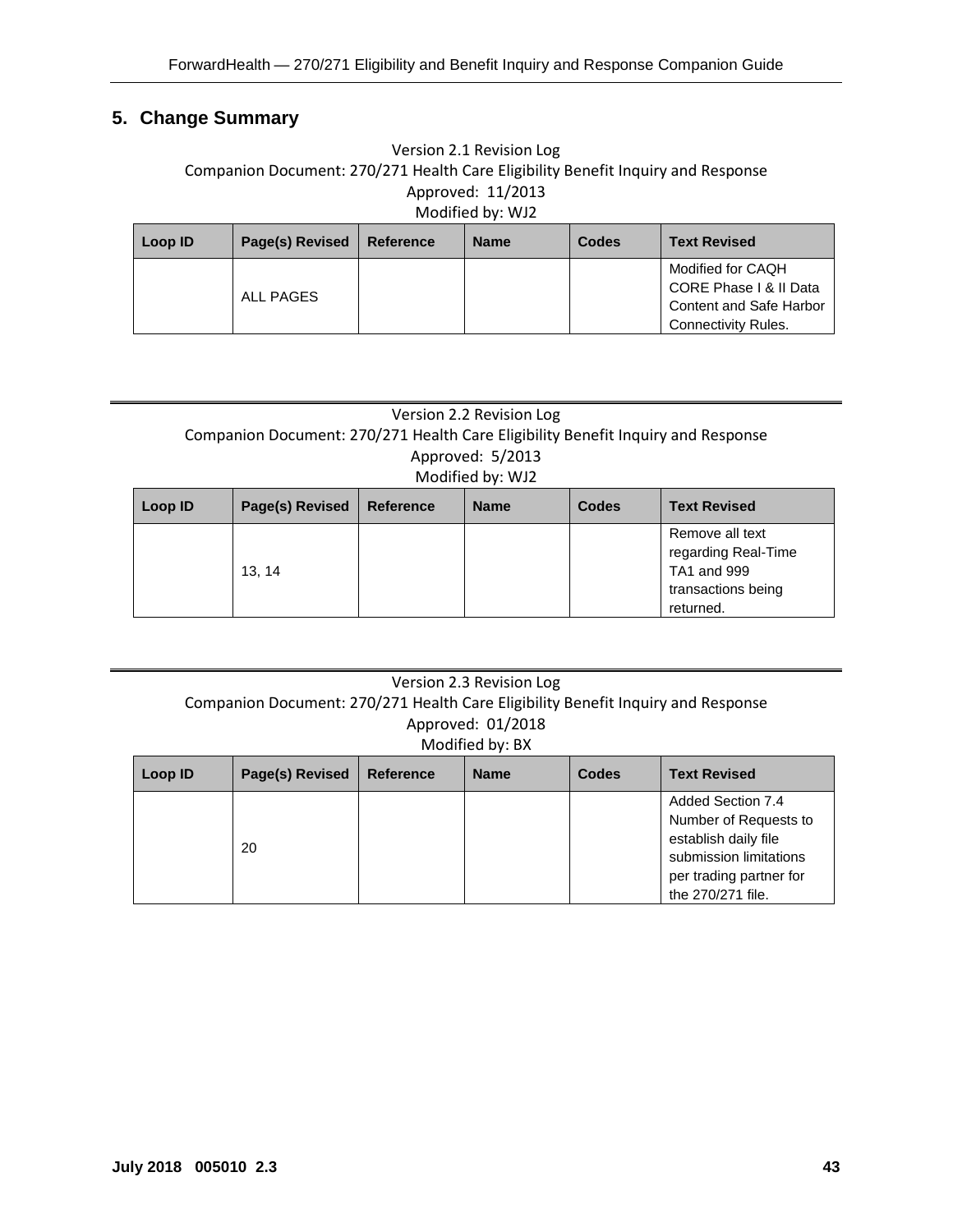## 5. Change Summary

Version 2.1 Revision Log
Companion Document: 270/271 Health Care Eligibility Benefit Inquiry and Response
Approved: 11/2013
Modified by: WJ2

| Loop ID | Page(s) Revised | Reference | Name | Codes | Text Revised |
|---|---|---|---|---|---|
| | ALL PAGES | | | | Modified for CAQH CORE Phase I & II Data Content and Safe Harbor Connectivity Rules. |

Version 2.2 Revision Log
Companion Document: 270/271 Health Care Eligibility Benefit Inquiry and Response
Approved: 5/2013
Modified by: WJ2

| Loop ID | Page(s) Revised | Reference | Name | Codes | Text Revised |
|---|---|---|---|---|---|
| | 13, 14 | | | | Remove all text regarding Real-Time TA1 and 999 transactions being returned. |

Version 2.3 Revision Log
Companion Document: 270/271 Health Care Eligibility Benefit Inquiry and Response
Approved: 01/2018
Modified by: BX

| Loop ID | Page(s) Revised | Reference | Name | Codes | Text Revised |
|---|---|---|---|---|---|
| | 20 | | | | Added Section 7.4 Number of Requests to establish daily file submission limitations per trading partner for the 270/271 file. |